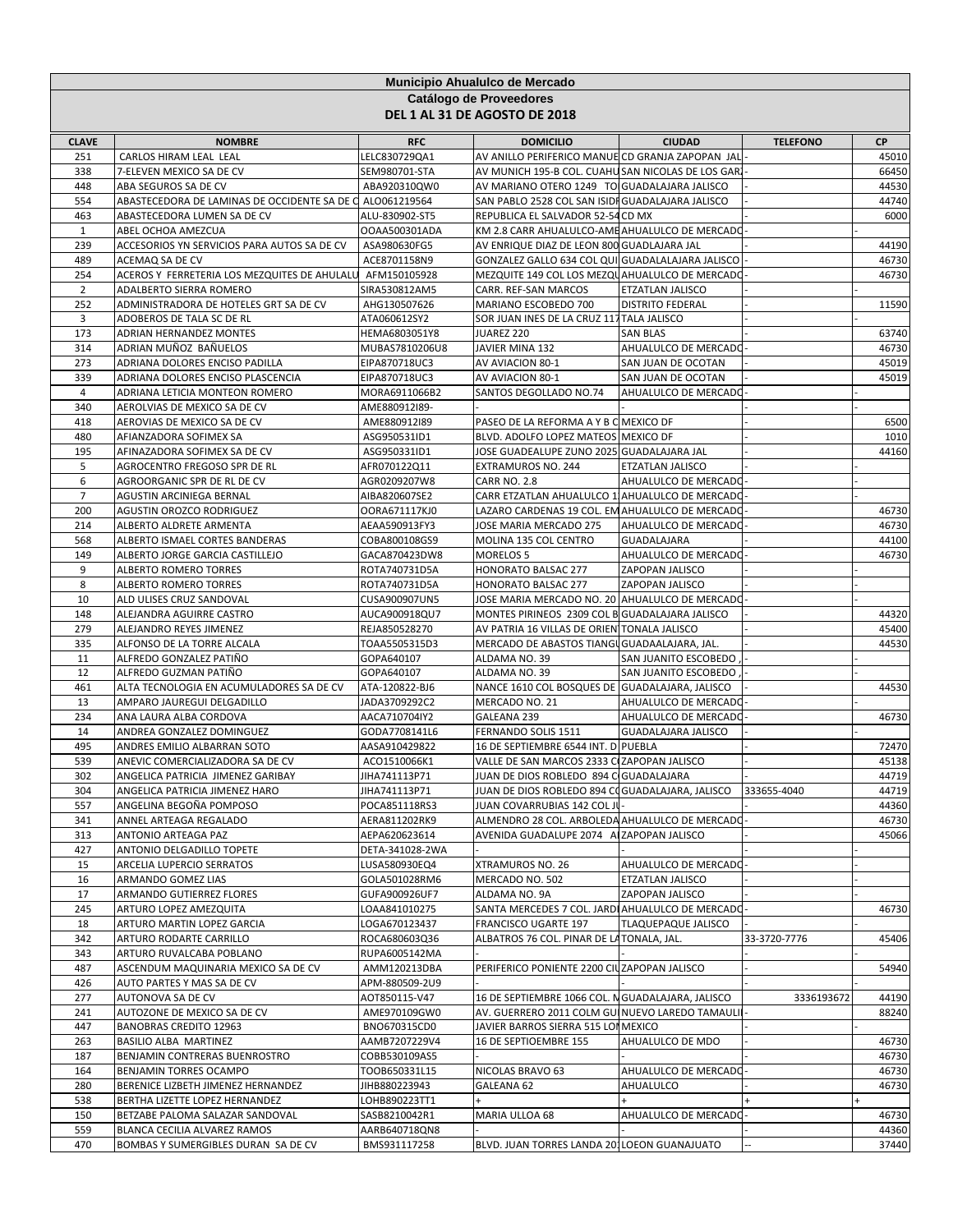# Municipio Ahualulco de Mercado

## Catálogo de Proveedores

### DEL 1 AL 31 DE AGOSTO DE 2018

| CLAVE | NOMBRE | RFC | DOMICILIO | CIUDAD | TELEFONO | CP |
|---|---|---|---|---|---|---|
| 251 | CARLOS HIRAM LEAL LEAL | LELC830729QA1 | AV ANILLO PERIFERICO MANUE | CD GRANJA ZAPOPAN JAL | - | 45010 |
| 338 | 7-ELEVEN MEXICO SA DE CV | SEM980701-STA | AV MUNICH 195-B COL. CUAHU | SAN NICOLAS DE LOS GAR | - | 66450 |
| 448 | ABA SEGUROS SA DE CV | ABA920310QW0 | AV MARIANO OTERO 1249 TO | GUADALAJARA JALISCO | - | 44530 |
| 554 | ABASTECEDORA DE LAMINAS DE OCCIDENTE SA DE C | ALO061219564 | SAN PABLO 2528 COL SAN ISIDR | GUADALAJARA JALISCO | - | 44740 |
| 463 | ABASTECEDORA LUMEN SA DE CV | ALU-830902-ST5 | REPUBLICA EL SALVADOR 52-54 | CD MX | - | 6000 |
| 1 | ABEL OCHOA AMEZCUA | OOAA500301ADA | KM 2.8 CARR AHUALULCO-AME | AHUALULCO DE MERCADO | - | - |
| 239 | ACCESORIOS YN SERVICIOS PARA AUTOS SA DE CV | ASA980630FG5 | AV ENRIQUE DIAZ DE LEON 800 | GUADLAJARA JAL | - | 44190 |
| 489 | ACEMAQ SA DE CV | ACE8701158N9 | GONZALEZ GALLO 634 COL QUI | GUADALAJARA JALISCO | - | 46730 |
| 254 | ACEROS Y FERRETERIA LOS MEZQUITES DE AHULALU | AFM150105928 | MEZQUITE 149 COL LOS MEZQU | AHUALULCO DE MERCADO | - | 46730 |
| 2 | ADALBERTO SIERRA ROMERO | SIRA530812AM5 | CARR. REF-SAN MARCOS | ETZATLAN JALISCO | - | - |
| 252 | ADMINISTRADORA DE HOTELES GRT SA DE CV | AHG130507626 | MARIANO ESCOBEDO 700 | DISTRITO FEDERAL | - | 11590 |
| 3 | ADOBEROS DE TALA SC DE RL | ATA060612SY2 | SOR JUAN INES DE LA CRUZ 117 | TALA JALISCO | - | - |
| 173 | ADRIAN HERNANDEZ MONTES | HEMA6803051Y8 | JUAREZ 220 | SAN BLAS | - | 63740 |
| 314 | ADRIAN MUÑOZ BAÑUELOS | MUBAS7810206U8 | JAVIER MINA 132 | AHUALULCO DE MERCADO | - | 46730 |
| 273 | ADRIANA DOLORES ENCISO PADILLA | EIPA870718UC3 | AV AVIACION 80-1 | SAN JUAN DE OCOTAN | - | 45019 |
| 339 | ADRIANA DOLORES ENCISO PLASCENCIA | EIPA870718UC3 | AV AVIACION 80-1 | SAN JUAN DE OCOTAN | - | 45019 |
| 4 | ADRIANA LETICIA MONTEON ROMERO | MORA6911066B2 | SANTOS DEGOLLADO NO.74 | AHUALULCO DE MERCADO | - | - |
| 340 | AEROLVIAS DE MEXICO SA DE CV | AME880912I89- | - | - | - | - |
| 418 | AEROVIAS DE MEXICO SA DE CV | AME880912I89 | PASEO DE LA REFORMA A Y B C | MEXICO DF | - | 6500 |
| 480 | AFIANZADORA SOFIMEX SA | ASG950531ID1 | BLVD. ADOLFO LOPEZ MATEOS | MEXICO DF | - | 1010 |
| 195 | AFINAZADORA SOFIMEX SA DE CV | ASG950331ID1 | JOSE GUADEALUPE ZUNO 2025 | GUADALAJARA JAL | - | 44160 |
| 5 | AGROCENTRO FREGOSO SPR DE RL | AFR070122Q11 | EXTRAMUROS NO. 244 | ETZATLAN JALISCO | - | - |
| 6 | AGROORGANIC SPR DE RL DE CV | AGR0209207W8 | CARR NO. 2.8 | AHUALULCO DE MERCADO | - | - |
| 7 | AGUSTIN ARCINIEGA BERNAL | AIBA820607SE2 | CARR ETZATLAN AHUALULCO 1 | AHUALULCO DE MERCADO | - | - |
| 200 | AGUSTIN OROZCO RODRIGUEZ | OORA671117KJ0 | LAZARO CARDENAS 19 COL. EM | AHUALULCO DE MERCADO | - | 46730 |
| 214 | ALBERTO ALDRETE ARMENTA | AEAA590913FY3 | JOSE MARIA MERCADO 275 | AHUALULCO DE MERCADO | - | 46730 |
| 568 | ALBERTO ISMAEL CORTES BANDERAS | COBA800108GS9 | MOLINA 135 COL CENTRO | GUADALAJARA | - | 44100 |
| 149 | ALBERTO JORGE GARCIA CASTILLEJO | GACA870423DW8 | MORELOS 5 | AHUALULCO DE MERCADO | - | 46730 |
| 9 | ALBERTO ROMERO TORRES | ROTA740731D5A | HONORATO BALSAC 277 | ZAPOPAN JALISCO | - | - |
| 8 | ALBERTO ROMERO TORRES | ROTA740731D5A | HONORATO BALSAC 277 | ZAPOPAN JALISCO | - | - |
| 10 | ALD ULISES CRUZ SANDOVAL | CUSA900907UN5 | JOSE MARIA MERCADO NO. 20 | AHUALULCO DE MERCADO | - | - |
| 148 | ALEJANDRA AGUIRRE CASTRO | AUCA900918QU7 | MONTES PIRINEOS 2309 COL B | GUADALAJARA JALISCO | - | 44320 |
| 279 | ALEJANDRO REYES JIMENEZ | REJA850528270 | AV PATRIA 16 VILLAS DE ORIEN | TONALA JALISCO | - | 45400 |
| 335 | ALFONSO DE LA TORRE ALCALA | TOAA5505315D3 | MERCADO DE ABASTOS TIANGU | GUADAALAJARA, JAL. | - | 44530 |
| 11 | ALFREDO GONZALEZ PATIÑO | GOPA640107 | ALDAMA NO. 39 | SAN JUANITO ESCOBEDO , | - | - |
| 12 | ALFREDO GUZMAN PATIÑO | GOPA640107 | ALDAMA NO. 39 | SAN JUANITO ESCOBEDO , | - | - |
| 461 | ALTA TECNOLOGIA EN ACUMULADORES SA DE CV | ATA-120822-BJ6 | NANCE 1610 COL BOSQUES DE | GUADALAJARA, JALISCO | - | 44530 |
| 13 | AMPARO JAUREGUI DELGADILLO | JADA3709292C2 | MERCADO NO. 21 | AHUALULCO DE MERCADO | - | - |
| 234 | ANA LAURA ALBA CORDOVA | AACA710704IY2 | GALEANA 239 | AHUALULCO DE MERCADO | - | 46730 |
| 14 | ANDREA GONZALEZ DOMINGUEZ | GODA7708141L6 | FERNANDO SOLIS 1511 | GUADALAJARA JALISCO | - | - |
| 495 | ANDRES EMILIO ALBARRAN SOTO | AASA910429822 | 16 DE SEPTIEMBRE 6544 INT. D | PUEBLA | - | 72470 |
| 539 | ANEVIC COMERCIALIZADORA SA DE CV | ACO1510066K1 | VALLE DE SAN MARCOS 2333 C | ZAPOPAN JALISCO | - | 45138 |
| 302 | ANGELICA PATRICIA JIMENEZ GARIBAY | JIHA741113P71 | JUAN DE DIOS ROBLEDO 894 C | GUADALAJARA | - | 44719 |
| 304 | ANGELICA PATRICIA JIMENEZ HARO | JIHA741113P71 | JUAN DE DIOS ROBLEDO 894 C | GUADALAJARA, JALISCO | 333655-4040 | 44719 |
| 557 | ANGELINA BEGOÑA POMPOSO | POCA851118RS3 | JUAN COVARRUBIAS 142 COL JU | - | - | 44360 |
| 341 | ANNEL ARTEAGA REGALADO | AERA811202RK9 | ALMENDRO 28 COL. ARBOLEDA | AHUALULCO DE MERCADO | - | 46730 |
| 313 | ANTONIO ARTEAGA PAZ | AEPA620623614 | AVENIDA GUADALUPE 2074 A | ZAPOPAN JALISCO | - | 45066 |
| 427 | ANTONIO DELGADILLO TOPETE | DETA-341028-2WA | - | - | - | - |
| 15 | ARCELIA LUPERCIO SERRATOS | LUSA580930EQ4 | XTRAMUROS NO. 26 | AHUALULCO DE MERCADO | - | - |
| 16 | ARMANDO GOMEZ LIAS | GOLA501028RM6 | MERCADO NO. 502 | ETZATLAN JALISCO | - | - |
| 17 | ARMANDO GUTIERREZ FLORES | GUFA900926UF7 | ALDAMA NO. 9A | ZAPOPAN JALISCO | - | - |
| 245 | ARTURO LOPEZ AMEZQUITA | LOAA841010275 | SANTA MERCEDES 7 COL. JARDI | AHUALULCO DE MERCADO | - | 46730 |
| 18 | ARTURO MARTIN LOPEZ GARCIA | LOGA670123437 | FRANCISCO UGARTE 197 | TLAQUEPAQUE JALISCO | - | - |
| 342 | ARTURO RODARTE CARRILLO | ROCA680603Q36 | ALBATROS 76 COL. PINAR DE LA | TONALA, JAL. | 33-3720-7776 | 45406 |
| 343 | ARTURO RUVALCABA POBLANO | RUPA6005142MA | - | - | - | - |
| 487 | ASCENDUM MAQUINARIA MEXICO SA DE CV | AMM120213DBA | PERIFERICO PONIENTE 2200 CIU | ZAPOPAN JALISCO | - | 54940 |
| 426 | AUTO PARTES Y MAS SA DE CV | APM-880509-2U9 | - | - | - | - |
| 277 | AUTONOVA SA DE CV | AOT850115-V47 | 16 DE SEPTIEMBRE 1066 COL. M | GUADALAJARA, JALISCO | 3336193672 | 44190 |
| 241 | AUTOZONE DE MEXICO SA DE CV | AME970109GW0 | AV. GUERRERO 2011 COLM GU | NUEVO LAREDO TAMAULI | - | 88240 |
| 447 | BANOBRAS CREDITO 12963 | BNO670315CD0 | JAVIER BARROS SIERRA 515 LON | MEXICO | - | - |
| 263 | BASILIO ALBA MARTINEZ | AAMB7207229V4 | 16 DE SEPTIOEMBRE 155 | AHUALULCO DE MDO | - | 46730 |
| 187 | BENJAMIN CONTRERAS BUENROSTRO | COBB530109AS5 | - | - | - | 46730 |
| 164 | BENJAMIN TORRES OCAMPO | TOOB650331L15 | NICOLAS BRAVO 63 | AHUALULCO DE MERCADO | - | 46730 |
| 280 | BERENICE LIZBETH JIMENEZ HERNANDEZ | JIHB880223943 | GALEANA 62 | AHUALULCO | - | 46730 |
| 538 | BERTHA LIZETTE LOPEZ HERNANDEZ | LOHB890223TT1 | + | + | + | + |
| 150 | BETZABE PALOMA SALAZAR SANDOVAL | SASB8210042R1 | MARIA ULLOA 68 | AHUALULCO DE MERCADO | - | 46730 |
| 559 | BLANCA CECILIA ALVAREZ RAMOS | AARB640718QN8 | - | - | - | 44360 |
| 470 | BOMBAS Y SUMERGIBLES DURAN SA DE CV | BMS931117258 | BLVD. JUAN TORRES LANDA 201 | LOEON GUANAJUATO | -- | 37440 |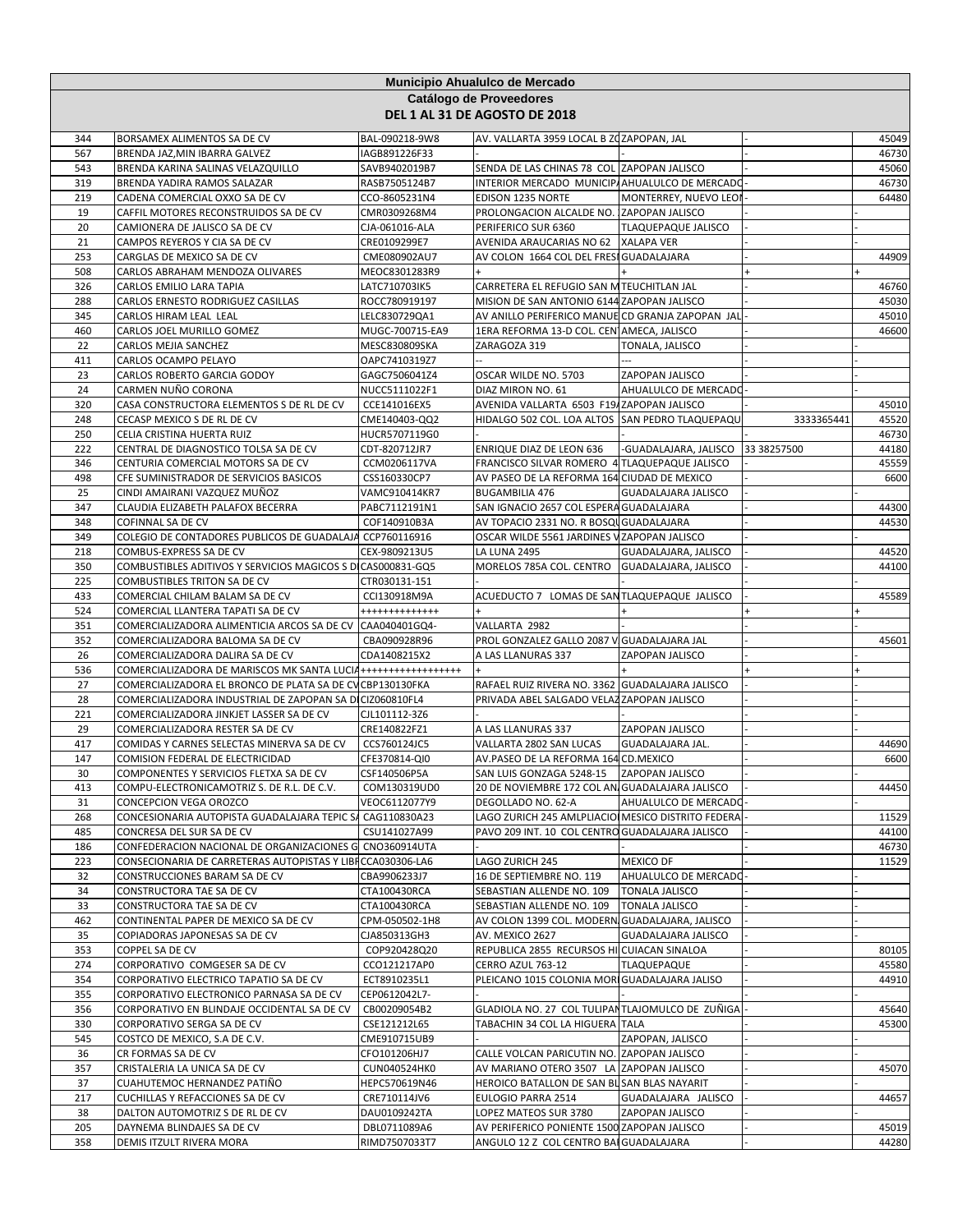# Municipio Ahualulco de Mercado

## Catálogo de Proveedores

### DEL 1 AL 31 DE AGOSTO DE 2018

| | | | | | | |
|---|---|---|---|---|---|---|
| 344 | BORSAMEX ALIMENTOS SA DE CV | BAL-090218-9W8 | AV. VALLARTA 3959 LOCAL B ZC | ZAPOPAN, JAL | - | 45049 |
| 567 | BRENDA JAZ,MIN IBARRA GALVEZ | IAGB891226F33 | - | - | - | 46730 |
| 543 | BRENDA KARINA SALINAS VELAZQUILLO | SAVB9402019B7 | SENDA DE LAS CHINAS 78 COL | ZAPOPAN JALISCO | - | 45060 |
| 319 | BRENDA YADIRA RAMOS SALAZAR | RASB7505124B7 | INTERIOR MERCADO MUNICIPA | AHUALULCO DE MERCADO | - | 46730 |
| 219 | CADENA COMERCIAL OXXO SA DE CV | CCO-8605231N4 | EDISON 1235 NORTE | MONTERREY, NUEVO LEON | - | 64480 |
| 19 | CAFFIL MOTORES RECONSTRUIDOS SA DE CV | CMR0309268M4 | PROLONGACION ALCALDE NO. | ZAPOPAN JALISCO | - | - |
| 20 | CAMIONERA DE JALISCO SA DE CV | CJA-061016-ALA | PERIFERICO SUR 6360 | TLAQUEPAQUE JALISCO | - | - |
| 21 | CAMPOS REYEROS Y CIA SA DE CV | CRE0109299E7 | AVENIDA ARAUCARIAS NO 62 | XALAPA VER | - | - |
| 253 | CARGLAS DE MEXICO SA DE CV | CME080902AU7 | AV COLON 1664 COL DEL FRESI | GUADALAJARA | - | 44909 |
| 508 | CARLOS ABRAHAM MENDOZA OLIVARES | MEOC8301283R9 | + | + | + | + |
| 326 | CARLOS EMILIO LARA TAPIA | LATC710703IK5 | CARRETERA EL REFUGIO SAN M | TEUCHITLAN JAL | - | 46760 |
| 288 | CARLOS ERNESTO RODRIGUEZ CASILLAS | ROCC780919197 | MISION DE SAN ANTONIO 6144 | ZAPOPAN JALISCO | - | 45030 |
| 345 | CARLOS HIRAM LEAL LEAL | LELC830729QA1 | AV ANILLO PERIFERICO MANUE | CD GRANJA ZAPOPAN JAL | - | 45010 |
| 460 | CARLOS JOEL MURILLO GOMEZ | MUGC-700715-EA9 | 1ERA REFORMA 13-D COL. CEN | AMECA, JALISCO | - | 46600 |
| 22 | CARLOS MEJIA SANCHEZ | MESC830809SKA | ZARAGOZA 319 | TONALA, JALISCO | - | - |
| 411 | CARLOS OCAMPO PELAYO | OAPC7410319Z7 | -- | --- | - | - |
| 23 | CARLOS ROBERTO GARCIA GODOY | GAGC7506041Z4 | OSCAR WILDE NO. 5703 | ZAPOPAN JALISCO | - | - |
| 24 | CARMEN NUÑO CORONA | NUCC5111022F1 | DIAZ MIRON NO. 61 | AHUALULCO DE MERCADO | - | - |
| 320 | CASA CONSTRUCTORA ELEMENTOS S DE RL DE CV | CCE141016EX5 | AVENIDA VALLARTA 6503 F19 | ZAPOPAN JALISCO | - | 45010 |
| 248 | CECASP MEXICO S DE RL DE CV | CME140403-QQ2 | HIDALGO 502 COL. LOA ALTOS | SAN PEDRO TLAQUEPAQU | 3333365441 | 45520 |
| 250 | CELIA CRISTINA HUERTA RUIZ | HUCR5707119G0 | - | - | - | 46730 |
| 222 | CENTRAL DE DIAGNOSTICO TOLSA SA DE CV | CDT-820712JR7 | ENRIQUE DIAZ DE LEON 636 | -GUADALAJARA, JALISCO | 33 38257500 | 44180 |
| 346 | CENTURIA COMERCIAL MOTORS SA DE CV | CCM0206117VA | FRANCISCO SILVAR ROMERO 4 | TLAQUEPAQUE JALISCO | - | 45559 |
| 498 | CFE SUMINISTRADOR DE SERVICIOS BASICOS | CSS160330CP7 | AV PASEO DE LA REFORMA 164 | CIUDAD DE MEXICO | - | 6600 |
| 25 | CINDI AMAIRANI VAZQUEZ MUÑOZ | VAMC910414KR7 | BUGAMBILIA 476 | GUADALAJARA JALISCO | - | - |
| 347 | CLAUDIA ELIZABETH PALAFOX BECERRA | PABC7112191N1 | SAN IGNACIO 2657 COL ESPERA | GUADALAJARA | - | 44300 |
| 348 | COFINNAL SA DE CV | COF140910B3A | AV TOPACIO 2331 NO. R BOSQU | GUADALAJARA | - | 44530 |
| 349 | COLEGIO DE CONTADORES PUBLICOS DE GUADALAJA | CCP760116916 | OSCAR WILDE 5561 JARDINES V | ZAPOPAN JALISCO | - | - |
| 218 | COMBUS-EXPRESS SA DE CV | CEX-9809213U5 | LA LUNA 2495 | GUADALAJARA, JALISCO | - | 44520 |
| 350 | COMBUSTIBLES ADITIVOS Y SERVICIOS MAGICOS S D | CAS000831-GQ5 | MORELOS 785A COL. CENTRO | GUADALAJARA, JALISCO | - | 44100 |
| 225 | COMBUSTIBLES TRITON SA DE CV | CTR030131-151 | - | - | - | - |
| 433 | COMERCIAL CHILAM BALAM SA DE CV | CCI130918M9A | ACUEDUCTO 7 LOMAS DE SAN | TLAQUEPAQUE JALISCO | - | 45589 |
| 524 | COMERCIAL LLANTERA TAPATI SA DE CV | ++++++++++++++ | + | + | + | + |
| 351 | COMERCIALIZADORA ALIMENTICIA ARCOS SA DE CV | CAA040401GQ4- | VALLARTA 2982 | - | - | - |
| 352 | COMERCIALIZADORA BALOMA SA DE CV | CBA090928R96 | PROL GONZALEZ GALLO 2087 V | GUADALAJARA JAL | - | 45601 |
| 26 | COMERCIALIZADORA DALIRA SA DE CV | CDA1408215X2 | A LAS LLANURAS 337 | ZAPOPAN JALISCO | - | - |
| 536 | COMERCIALIZADORA DE MARISCOS MK SANTA LUCIA | ++++++++++++++++++ | + | + | + | + |
| 27 | COMERCIALIZADORA EL BRONCO DE PLATA SA DE CV | CBP130130FKA | RAFAEL RUIZ RIVERA NO. 3362 | GUADALAJARA JALISCO | - | - |
| 28 | COMERCIALIZADORA INDUSTRIAL DE ZAPOPAN SA D | CIZ060810FL4 | PRIVADA ABEL SALGADO VELAZ | ZAPOPAN JALISCO | - | - |
| 221 | COMERCIALIZADORA JINKJET LASSER SA DE CV | CJL101112-3Z6 | - | - | - | - |
| 29 | COMERCIALIZADORA RESTER SA DE CV | CRE140822FZ1 | A LAS LLANURAS 337 | ZAPOPAN JALISCO | - | - |
| 417 | COMIDAS Y CARNES SELECTAS MINERVA SA DE CV | CCS760124JC5 | VALLARTA 2802 SAN LUCAS | GUADALAJARA JAL. | - | 44690 |
| 147 | COMISION FEDERAL DE ELECTRICIDAD | CFE370814-QI0 | AV.PASEO DE LA REFORMA 164 | CD.MEXICO | - | 6600 |
| 30 | COMPONENTES Y SERVICIOS FLETXA SA DE CV | CSF140506P5A | SAN LUIS GONZAGA 5248-15 | ZAPOPAN JALISCO | - | - |
| 413 | COMPU-ELECTRONICAMOTRIZ S. DE R.L. DE C.V. | COM130319UD0 | 20 DE NOVIEMBRE 172 COL AN | GUADALAJARA JALISCO | - | 44450 |
| 31 | CONCEPCION VEGA OROZCO | VEOC6112077Y9 | DEGOLLADO NO. 62-A | AHUALULCO DE MERCADO | - | - |
| 268 | CONCESIONARIA AUTOPISTA GUADALAJARA TEPIC SA | CAG110830A23 | LAGO ZURICH 245 AMLPLIACIO | MESICO DISTRITO FEDERA | - | 11529 |
| 485 | CONCRESA DEL SUR SA DE CV | CSU141027A99 | PAVO 209 INT. 10 COL CENTRO | GUADALAJARA JALISCO | - | 44100 |
| 186 | CONFEDERACION NACIONAL DE ORGANIZACIONES G | CNO360914UTA | - | - | - | 46730 |
| 223 | CONSECIONARIA DE CARRETERAS AUTOPISTAS Y LIBR | CCA030306-LA6 | LAGO ZURICH 245 | MEXICO DF | - | 11529 |
| 32 | CONSTRUCCIONES BARAM SA DE CV | CBA9906233J7 | 16 DE SEPTIEMBRE NO. 119 | AHUALULCO DE MERCADO | - | - |
| 34 | CONSTRUCTORA TAE SA DE CV | CTA100430RCA | SEBASTIAN ALLENDE NO. 109 | TONALA JALISCO | - | - |
| 33 | CONSTRUCTORA TAE SA DE CV | CTA100430RCA | SEBASTIAN ALLENDE NO. 109 | TONALA JALISCO | - | - |
| 462 | CONTINENTAL PAPER DE MEXICO SA DE CV | CPM-050502-1H8 | AV COLON 1399 COL. MODERN | GUADALAJARA, JALISCO | - | - |
| 35 | COPIADORAS JAPONESAS SA DE CV | CJA850313GH3 | AV. MEXICO 2627 | GUADALAJARA JALISCO | - | - |
| 353 | COPPEL SA DE CV | COP920428Q20 | REPUBLICA 2855 RECURSOS HI | CUIACAN SINALOA | - | 80105 |
| 274 | CORPORATIVO COMGESER SA DE CV | CCO121217AP0 | CERRO AZUL 763-12 | TLAQUEPAQUE | - | 45580 |
| 354 | CORPORATIVO ELECTRICO TAPATIO SA DE CV | ECT8910235L1 | PLEICANO 1015 COLONIA MOR | GUADALAJARA JALISO | - | 44910 |
| 355 | CORPORATIVO ELECTRONICO PARNASA SA DE CV | CEP0612042L7- | - | - | - | - |
| 356 | CORPORATIVO EN BLINDAJE OCCIDENTAL SA DE CV | CBO0209054B2 | GLADIOLA NO. 27 COL TULIPAN | TLAJOMULCO DE ZUÑIGA | - | 45640 |
| 330 | CORPORATIVO SERGA SA DE CV | CSE121212L65 | TABACHIN 34 COL LA HIGUERA | TALA | - | 45300 |
| 545 | COSTCO DE MEXICO, S.A DE C.V. | CME910715UB9 | - | ZAPOPAN, JALISCO | - | - |
| 36 | CR FORMAS SA DE CV | CFO101206HJ7 | CALLE VOLCAN PARICUTIN NO. | ZAPOPAN JALISCO | - | - |
| 357 | CRISTALERIA LA UNICA SA DE CV | CUN040524HK0 | AV MARIANO OTERO 3507 LA | ZAPOPAN JALISCO | - | 45070 |
| 37 | CUAHUTEMOC HERNANDEZ PATIÑO | HEPC570619N46 | HEROICO BATALLON DE SAN BL | SAN BLAS NAYARIT | - | - |
| 217 | CUCHILLAS Y REFACCIONES SA DE CV | CRE710114JV6 | EULOGIO PARRA 2514 | GUADALAJARA JALISCO | - | 44657 |
| 38 | DALTON AUTOMOTRIZ S DE RL DE CV | DAU0109242TA | LOPEZ MATEOS SUR 3780 | ZAPOPAN JALISCO | - | - |
| 205 | DAYNEMA BLINDAJES SA DE CV | DBL0711089A6 | AV PERIFERICO PONIENTE 1500 | ZAPOPAN JALISCO | - | 45019 |
| 358 | DEMIS ITZULT RIVERA MORA | RIMD7507033T7 | ANGULO 12 Z COL CENTRO BA | GUADALAJARA | - | 44280 |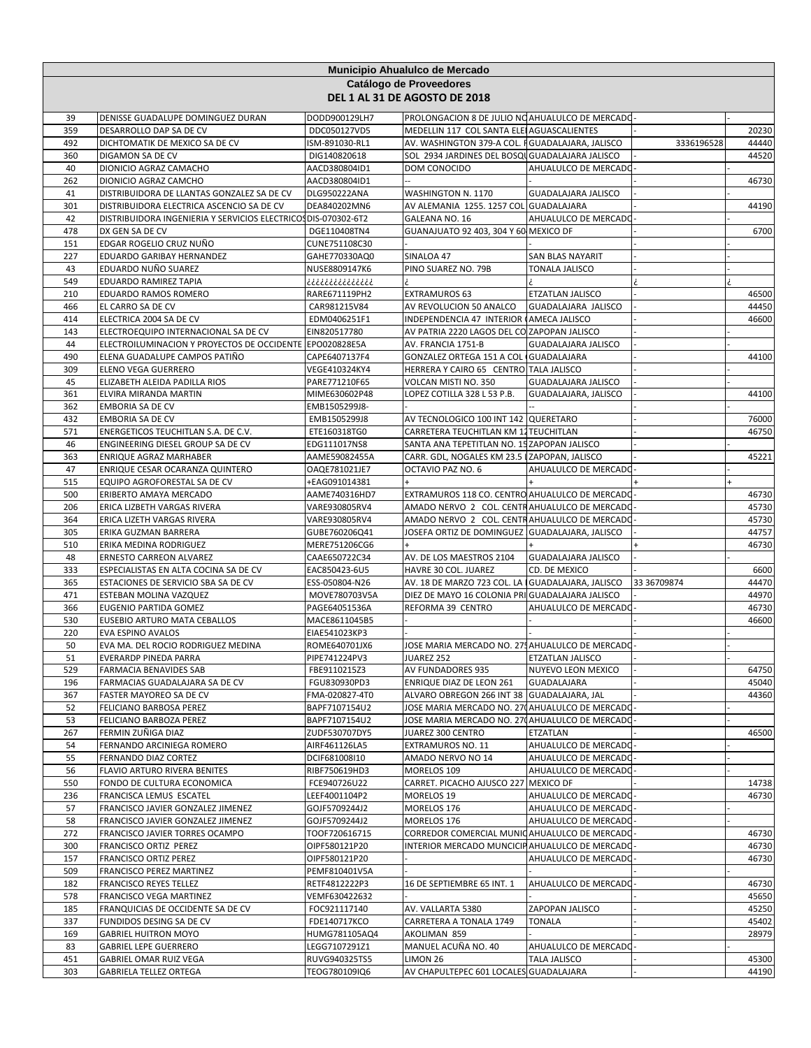# Municipio Ahualulco de Mercado

## Catálogo de Proveedores

### DEL 1 AL 31 DE AGOSTO DE 2018

| | | | | | | |
|---|---|---|---|---|---|---|
| 39 | DENISSE GUADALUPE DOMINGUEZ DURAN | DODD900129LH7 | PROLONGACION 8 DE JULIO NO | AHUALULCO DE MERCADO | - | - |
| 359 | DESARROLLO DAP SA DE CV | DDC050127VD5 | MEDELLIN 117 COL SANTA ELE | AGUASCALIENTES | - | 20230 |
| 492 | DICHTOMATIK DE MEXICO SA DE CV | ISM-891030-RL1 | AV. WASHINGTON 379-A COL. F | GUADALAJARA, JALISCO | 3336196528 | 44440 |
| 360 | DIGAMON SA DE CV | DIG140820618 | SOL 2934 JARDINES DEL BOSQU | GUADALAJARA JALISCO | - | 44520 |
| 40 | DIONICIO AGRAZ CAMACHO | AACD380804ID1 | DOM CONOCIDO | AHUALULCO DE MERCADO | - | - |
| 262 | DIONICIO AGRAZ CAMCHO | AACD380804ID1 | -- | - | - | 46730 |
| 41 | DISTRIBUIDORA DE LLANTAS GONZALEZ SA DE CV | DLG950222ANA | WASHINGTON N. 1170 | GUADALAJARA JALISCO | - | - |
| 301 | DISTRIBUIDORA ELECTRICA ASCENCIO SA DE CV | DEA840202MN6 | AV ALEMANIA 1255. 1257 COL | GUADALAJARA | - | 44190 |
| 42 | DISTRIBUIDORA INGENIERIA Y SERVICIOS ELECTRICOS | DIS-070302-6T2 | GALEANA NO. 16 | AHUALULCO DE MERCADO | - | - |
| 478 | DX GEN SA DE CV | DGE110408TN4 | GUANAJUATO 92 403, 304 Y 60 | MEXICO DF | - | 6700 |
| 151 | EDGAR ROGELIO CRUZ NUÑO | CUNE751108C30 | - | - | - | - |
| 227 | EDUARDO GARIBAY HERNANDEZ | GAHE770330AQ0 | SINALOA 47 | SAN BLAS NAYARIT | - | - |
| 43 | EDUARDO NUÑO SUAREZ | NUSE8809147K6 | PINO SUAREZ NO. 79B | TONALA JALISCO | - | - |
| 549 | EDUARDO RAMIREZ TAPIA | ¿¿¿¿¿¿¿¿¿¿¿¿¿ | ¿ | ¿ | ¿ | ¿ |
| 210 | EDUARDO RAMOS ROMERO | RARE671119PH2 | EXTRAMUROS 63 | ETZATLAN JALISCO | - | 46500 |
| 466 | EL CARRO SA DE CV | CAR981215V84 | AV REVOLUCION 50 ANALCO | GUADALAJARA JALISCO | - | 44450 |
| 414 | ELECTRICA 2004 SA DE CV | EDM0406251F1 | INDEPENDENCIA 47 INTERIOR ( | AMECA JALISCO | - | 46600 |
| 143 | ELECTROEQUIPO INTERNACIONAL SA DE CV | EIN820517780 | AV PATRIA 2220 LAGOS DEL CO | ZAPOPAN JALISCO | - | - |
| 44 | ELECTROILUMINACION Y PROYECTOS DE OCCIDENTE | EPO020828E5A | AV. FRANCIA 1751-B | GUADALAJARA JALISCO | - | - |
| 490 | ELENA GUADALUPE CAMPOS PATIÑO | CAPE6407137F4 | GONZALEZ ORTEGA 151 A COL ( | GUADALAJARA | - | 44100 |
| 309 | ELENO VEGA GUERRERO | VEGE410324KY4 | HERRERA Y CAIRO 65 CENTRO | TALA JALISCO | - | - |
| 45 | ELIZABETH ALEIDA PADILLA RIOS | PARE771210F65 | VOLCAN MISTI NO. 350 | GUADALAJARA JALISCO | - | - |
| 361 | ELVIRA MIRANDA MARTIN | MIME630602P48 | LOPEZ COTILLA 328 L 53 P.B. | GUADALAJARA, JALISCO | - | 44100 |
| 362 | EMBORIA SA DE CV | EMB1505299J8- | - | -- | - | - |
| 432 | EMBORIA SA DE CV | EMB1505299J8 | AV TECNOLOGICO 100 INT 142 | QUERETARO | - | 76000 |
| 571 | ENERGETICOS TEUCHITLAN S.A. DE C.V. | ETE160318TG0 | CARRETERA TEUCHITLAN KM 12 | TEUCHITLAN | - | 46750 |
| 46 | ENGINEERING DIESEL GROUP SA DE CV | EDG111017NS8 | SANTA ANA TEPETITLAN NO. 15 | ZAPOPAN JALISCO | - | - |
| 363 | ENRIQUE AGRAZ MARHABER | AAME59082455A | CARR. GDL, NOGALES KM 23.5 I | ZAPOPAN, JALISCO | - | 45221 |
| 47 | ENRIQUE CESAR OCARANZA QUINTERO | OAQE781021JE7 | OCTAVIO PAZ NO. 6 | AHUALULCO DE MERCADO | - | - |
| 515 | EQUIPO AGROFORESTAL SA DE CV | +EAG091014381 | + | + | + | + |
| 500 | ERIBERTO AMAYA MERCADO | AAME740316HD7 | EXTRAMUROS 118 CO. CENTRO | AHUALULCO DE MERCADO | - | 46730 |
| 206 | ERICA LIZBETH VARGAS RIVERA | VARE930805RV4 | AMADO NERVO 2 COL. CENTR | AHUALULCO DE MERCADO | - | 45730 |
| 364 | ERICA LIZETH VARGAS RIVERA | VARE930805RV4 | AMADO NERVO 2 COL. CENTR | AHUALULCO DE MERCADO | - | 45730 |
| 305 | ERIKA GUZMAN BARRERA | GUBE760206Q41 | JOSEFA ORTIZ DE DOMINGUEZ | GUADALAJARA, JALISCO | - | 44757 |
| 510 | ERIKA MEDINA RODRIGUEZ | MERE751206CG6 | + | + | + | 46730 |
| 48 | ERNESTO CARREON ALVAREZ | CAAE650722C34 | AV. DE LOS MAESTROS 2104 | GUADALAJARA JALISCO | - | - |
| 333 | ESPECIALISTAS EN ALTA COCINA SA DE CV | EAC850423-6U5 | HAVRE 30 COL. JUAREZ | CD. DE MEXICO | - | 6600 |
| 365 | ESTACIONES DE SERVICIO SBA SA DE CV | ESS-050804-N26 | AV. 18 DE MARZO 723 COL. LA | GUADALAJARA, JALISCO | 33 36709874 | 44470 |
| 471 | ESTEBAN MOLINA VAZQUEZ | MOVE780703V5A | DIEZ DE MAYO 16 COLONIA PRI | GUADALAJARA JALISCO | - | 44970 |
| 366 | EUGENIO PARTIDA GOMEZ | PAGE64051536A | REFORMA 39 CENTRO | AHUALULCO DE MERCADO | - | 46730 |
| 530 | EUSEBIO ARTURO MATA CEBALLOS | MACE8611045B5 | - | - | - | 46600 |
| 220 | EVA ESPINO AVALOS | EIAE541023KP3 | - | - | - | - |
| 50 | EVA MA. DEL ROCIO RODRIGUEZ MEDINA | ROME640701JX6 | JOSE MARIA MERCADO NO. 275 | AHUALULCO DE MERCADO | - | - |
| 51 | EVERARDP PINEDA PARRA | PIPE741224PV3 | JUAREZ 252 | ETZATLAN JALISCO | - | - |
| 529 | FARMACIA BENAVIDES SAB | FBE9110215Z3 | AV FUNDADORES 935 | NUYEVO LEON MEXICO | - | 64750 |
| 196 | FARMACIAS GUADALAJARA SA DE CV | FGU830930PD3 | ENRIQUE DIAZ DE LEON 261 | GUADALAJARA | - | 45040 |
| 367 | FASTER MAYOREO SA DE CV | FMA-020827-4T0 | ALVARO OBREGON 266 INT 38 | GUADALAJARA, JAL | - | 44360 |
| 52 | FELICIANO BARBOSA PEREZ | BAPF7107154U2 | JOSE MARIA MERCADO NO. 270 | AHUALULCO DE MERCADO | - | - |
| 53 | FELICIANO BARBOZA PEREZ | BAPF7107154U2 | JOSE MARIA MERCADO NO. 270 | AHUALULCO DE MERCADO | - | - |
| 267 | FERMIN ZUÑIGA DIAZ | ZUDF530707DY5 | JUAREZ 300 CENTRO | ETZATLAN | - | 46500 |
| 54 | FERNANDO ARCINIEGA ROMERO | AIRF461126LA5 | EXTRAMUROS NO. 11 | AHUALULCO DE MERCADO | - | - |
| 55 | FERNANDO DIAZ CORTEZ | DCIF681008I10 | AMADO NERVO NO 14 | AHUALULCO DE MERCADO | - | - |
| 56 | FLAVIO ARTURO RIVERA BENITES | RIBF750619HD3 | MORELOS 109 | AHUALULCO DE MERCADO | - | - |
| 550 | FONDO DE CULTURA ECONOMICA | FCE940726U22 | CARRET. PICACHO AJUSCO 227 | MEXICO DF | - | 14738 |
| 236 | FRANCISCA LEMUS ESCATEL | LEEF4001104P2 | MORELOS 19 | AHUALULCO DE MERCADO | - | 46730 |
| 57 | FRANCISCO JAVIER GONZALEZ JIMENEZ | GOJF5709244J2 | MORELOS 176 | AHUALULCO DE MERCADO | - | - |
| 58 | FRANCISCO JAVIER GONZALEZ JIMENEZ | GOJF5709244J2 | MORELOS 176 | AHUALULCO DE MERCADO | - | - |
| 272 | FRANCISCO JAVIER TORRES OCAMPO | TOOF720616715 | CORREDOR COMERCIAL MUNIC | AHUALULCO DE MERCADO | - | 46730 |
| 300 | FRANCISCO ORTIZ PEREZ | OIPF580121P20 | INTERIOR MERCADO MUNCICIP | AHUALULCO DE MERCADO | - | 46730 |
| 157 | FRANCISCO ORTIZ PEREZ | OIPF580121P20 | - | AHUALULCO DE MERCADO | - | 46730 |
| 509 | FRANCISCO PEREZ MARTINEZ | PEMF810401V5A | - | - | - | - |
| 182 | FRANCISCO REYES TELLEZ | RETF4812222P3 | 16 DE SEPTIEMBRE 65 INT. 1 | AHUALULCO DE MERCADO | - | 46730 |
| 578 | FRANCISCO VEGA MARTINEZ | VEMF630422632 | - | - | - | 45650 |
| 185 | FRANQUICIAS DE OCCIDENTE SA DE CV | FOC921117140 | AV. VALLARTA 5380 | ZAPOPAN JALISCO | - | 45250 |
| 337 | FUNDIDOS DESING SA DE CV | FDE140717KCO | CARRETERA A TONALA 1749 | TONALA | - | 45402 |
| 169 | GABRIEL HUITRON MOYO | HUMG781105AQ4 | AKOLIMAN 859 | - | - | 28979 |
| 83 | GABRIEL LEPE GUERRERO | LEGG7107291Z1 | MANUEL ACUÑA NO. 40 | AHUALULCO DE MERCADO | - | - |
| 451 | GABRIEL OMAR RUIZ VEGA | RUVG940325TS5 | LIMON 26 | TALA JALISCO | - | 45300 |
| 303 | GABRIELA TELLEZ ORTEGA | TEOG780109IQ6 | AV CHAPULTEPEC 601 LOCALES | GUADALAJARA | - | 44190 |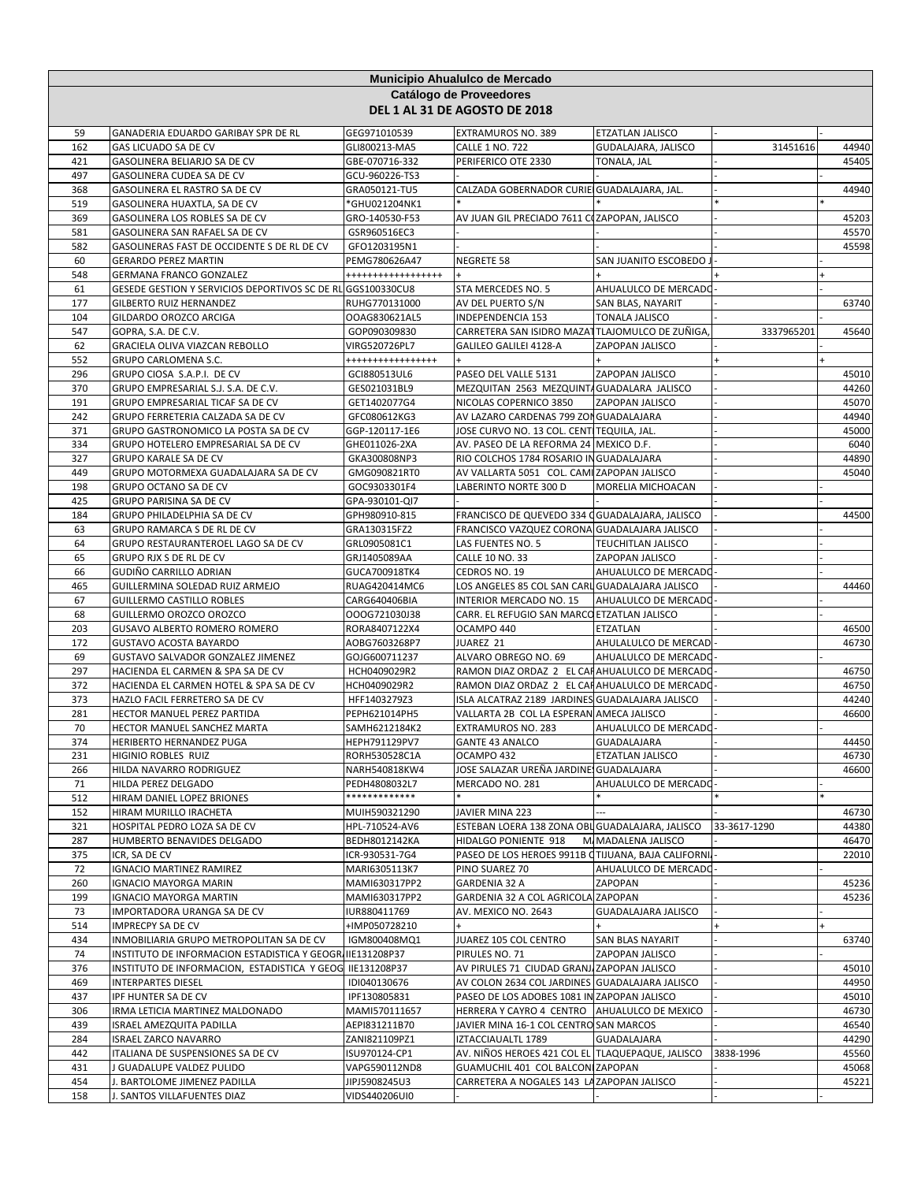| Municipio Ahualulco de Mercado | | | | | | |
|---|---|---|---|---|---|---|
| **Catálogo de Proveedores** | | | | | | |
| **DEL 1 AL 31 DE AGOSTO DE 2018** | | | | | | |
| 59 | GANADERIA EDUARDO GARIBAY SPR DE RL | GEG971010539 | EXTRAMUROS NO. 389 | ETZATLAN JALISCO | - | - |
| 162 | GAS LICUADO SA DE CV | GLI800213-MA5 | CALLE 1 NO. 722 | GUDALAJARA, JALISCO | 31451616 | 44940 |
| 421 | GASOLINERA BELIARJO SA DE CV | GBE-070716-332 | PERIFERICO OTE 2330 | TONALA, JAL | - | 45405 |
| 497 | GASOLINERA CUDEA SA DE CV | GCU-960226-TS3 | - | - | - | - |
| 368 | GASOLINERA EL RASTRO SA DE CV | GRA050121-TU5 | CALZADA GOBERNADOR CURIE | GUADALAJARA, JAL. | - | 44940 |
| 519 | GASOLINERA HUAXTLA, SA DE CV | *GHU021204NK1 | * | * | * | * |
| 369 | GASOLINERA LOS ROBLES SA DE CV | GRO-140530-F53 | AV JUAN GIL PRECIADO 7611 C | ZAPOPAN, JALISCO | - | 45203 |
| 581 | GASOLINERA SAN RAFAEL SA DE CV | GSR960516EC3 | - | - | - | 45570 |
| 582 | GASOLINERAS FAST DE OCCIDENTE S DE RL DE CV | GFO1203195N1 | - | - | - | 45598 |
| 60 | GERARDO PEREZ MARTIN | PEMG780626A47 | NEGRETE 58 | SAN JUANITO ESCOBEDO J | - | - |
| 548 | GERMANA FRANCO GONZALEZ | +++++++++++++++++ | + | + | + | + |
| 61 | GESEDE GESTION Y SERVICIOS DEPORTIVOS SC DE RL | GGS100330CU8 | STA MERCEDES NO. 5 | AHUALULCO DE MERCADO | - | |
| 177 | GILBERTO RUIZ HERNANDEZ | RUHG770131000 | AV DEL PUERTO S/N | SAN BLAS, NAYARIT | - | 63740 |
| 104 | GILDARDO OROZCO ARCIGA | OOAG830621AL5 | INDEPENDENCIA 153 | TONALA JALISCO | - | - |
| 547 | GOPRA, S.A. DE C.V. | GOP090309830 | CARRETERA SAN ISIDRO MAZAT | TLAJOMULCO DE ZUÑIGA, | 3337965201 | 45640 |
| 62 | GRACIELA OLIVA VIAZCAN REBOLLO | VIRG520726PL7 | GALILEO GALILEI 4128-A | ZAPOPAN JALISCO | - | - |
| 552 | GRUPO CARLOMENA S.C. | ++++++++++++++++ | + | + | + | + |
| 296 | GRUPO CIOSA S.A.P.I. DE CV | GCI880513UL6 | PASEO DEL VALLE 5131 | ZAPOPAN JALISCO | - | 45010 |
| 370 | GRUPO EMPRESARIAL S.J. S.A. DE C.V. | GES021031BL9 | MEZQUITAN 2563 MEZQUINTA | GUADALARA JALISCO | - | 44260 |
| 191 | GRUPO EMPRESARIAL TICAF SA DE CV | GET1402077G4 | NICOLAS COPERNICO 3850 | ZAPOPAN JALISCO | - | 45070 |
| 242 | GRUPO FERRETERIA CALZADA SA DE CV | GFC080612KG3 | AV LAZARO CARDENAS 799 ZON | GUADALAJARA | - | 44940 |
| 371 | GRUPO GASTRONOMICO LA POSTA SA DE CV | GGP-120117-1E6 | JOSE CURVO NO. 13 COL. CENT | TEQUILA, JAL. | - | 45000 |
| 334 | GRUPO HOTELERO EMPRESARIAL SA DE CV | GHE011026-2XA | AV. PASEO DE LA REFORMA 24 | MEXICO D.F. | - | 6040 |
| 327 | GRUPO KARALE SA DE CV | GKA300808NP3 | RIO COLCHOS 1784 ROSARIO IN | GUADALAJARA | - | 44890 |
| 449 | GRUPO MOTORMEXA GUADALAJARA SA DE CV | GMG090821RT0 | AV VALLARTA 5051 COL. CAMI | ZAPOPAN JALISCO | - | 45040 |
| 198 | GRUPO OCTANO SA DE CV | GOC9303301F4 | LABERINTO NORTE 300 D | MORELIA MICHOACAN | - | - |
| 425 | GRUPO PARISINA SA DE CV | GPA-930101-QI7 | - | - | - | - |
| 184 | GRUPO PHILADELPHIA SA DE CV | GPH980910-815 | FRANCISCO DE QUEVEDO 334 C | GUADALAJARA, JALISCO | - | 44500 |
| 63 | GRUPO RAMARCA S DE RL DE CV | GRA130315FZ2 | FRANCISCO VAZQUEZ CORONA | GUADALAJARA JALISCO | - | - |
| 64 | GRUPO RESTAURANTEROEL LAGO SA DE CV | GRL0905081C1 | LAS FUENTES NO. 5 | TEUCHITLAN JALISCO | - | - |
| 65 | GRUPO RJX S DE RL DE CV | GRJ1405089AA | CALLE 10 NO. 33 | ZAPOPAN JALISCO | - | - |
| 66 | GUDIÑO CARRILLO ADRIAN | GUCA700918TK4 | CEDROS NO. 19 | AHUALULCO DE MERCADO | - | - |
| 465 | GUILLERMINA SOLEDAD RUIZ ARMEJO | RUAG420414MC6 | LOS ANGELES 85 COL SAN CARL | GUADALAJARA JALISCO | - | 44460 |
| 67 | GUILLERMO CASTILLO ROBLES | CARG640406BIA | INTERIOR MERCADO NO. 15 | AHUALULCO DE MERCADO | - | - |
| 68 | GUILLERMO OROZCO OROZCO | OOOG721030J38 | CARR. EL REFUGIO SAN MARCO | ETZATLAN JALISCO | - | - |
| 203 | GUSAVO ALBERTO ROMERO ROMERO | RORA8407122X4 | OCAMPO 440 | ETZATLAN | - | 46500 |
| 172 | GUSTAVO ACOSTA BAYARDO | AOBG7603268P7 | JUAREZ 21 | AHULALULCO DE MERCAD | - | 46730 |
| 69 | GUSTAVO SALVADOR GONZALEZ JIMENEZ | GOJG600711237 | ALVARO OBREGO NO. 69 | AHUALULCO DE MERCADO | - | - |
| 297 | HACIENDA EL CARMEN & SPA SA DE CV | HCH0409029R2 | RAMON DIAZ ORDAZ 2 EL CAR | AHUALULCO DE MERCADO | - | 46750 |
| 372 | HACIENDA EL CARMEN HOTEL & SPA SA DE CV | HCH0409029R2 | RAMON DIAZ ORDAZ 2 EL CAR | AHUALULCO DE MERCADO | - | 46750 |
| 373 | HAZLO FACIL FERRETERO SA DE CV | HFF1403279Z3 | ISLA ALCATRAZ 2189 JARDINES | GUADALAJARA JALISCO | - | 44240 |
| 281 | HECTOR MANUEL PEREZ PARTIDA | PEPH621014PH5 | VALLARTA 2B COL LA ESPERAN | AMECA JALISCO | - | 46600 |
| 70 | HECTOR MANUEL SANCHEZ MARTA | SAMH6212184K2 | EXTRAMUROS NO. 283 | AHUALULCO DE MERCADO | - | - |
| 374 | HERIBERTO HERNANDEZ PUGA | HEPH791129PV7 | GANTE 43 ANALCO | GUADALAJARA | - | 44450 |
| 231 | HIGINIO ROBLES RUIZ | RORH530528C1A | OCAMPO 432 | ETZATLAN JALISCO | - | 46730 |
| 266 | HILDA NAVARRO RODRIGUEZ | NARH540818KW4 | JOSE SALAZAR UREÑA JARDINES | GUADALAJARA | - | 46600 |
| 71 | HILDA PEREZ DELGADO | PEDH4808032L7 | MERCADO NO. 281 | AHUALULCO DE MERCADO | - | - |
| 512 | HIRAM DANIEL LOPEZ BRIONES | ************* | * | * | * | * |
| 152 | HIRAM MURILLO IRACHETA | MUIH590321290 | JAVIER MINA 223 | --- | - | 46730 |
| 321 | HOSPITAL PEDRO LOZA SA DE CV | HPL-710524-AV6 | ESTEBAN LOERA 138 ZONA OBL | GUADALAJARA, JALISCO | 33-3617-1290 | 44380 |
| 287 | HUMBERTO BENAVIDES DELGADO | BEDH8012142KA | HIDALGO PONIENTE 918 M | MAGDALENA JALISCO | - | 46470 |
| 375 | ICR, SA DE CV | ICR-930531-7G4 | PASEO DE LOS HEROES 9911B C | TIJUANA, BAJA CALIFORNI | - | 22010 |
| 72 | IGNACIO MARTINEZ RAMIREZ | MARI6305113K7 | PINO SUAREZ 70 | AHUALULCO DE MERCADO | - | - |
| 260 | IGNACIO MAYORGA MARIN | MAMI630317PP2 | GARDENIA 32 A | ZAPOPAN | - | 45236 |
| 199 | IGNACIO MAYORGA MARTIN | MAMI630317PP2 | GARDENIA 32 A COL AGRICOLA | ZAPOPAN | - | 45236 |
| 73 | IMPORTADORA URANGA SA DE CV | IUR880411769 | AV. MEXICO NO. 2643 | GUADALAJARA JALISCO | - | - |
| 514 | IMPRECPY SA DE CV | +IMP050728210 | + | + | + | + |
| 434 | INMOBILIARIA GRUPO METROPOLITAN SA DE CV | IGM800408MQ1 | JUAREZ 105 COL CENTRO | SAN BLAS NAYARIT | - | 63740 |
| 74 | INSTITUTO DE INFORMACION ESTADISTICA Y GEOGRA | IIE131208P37 | PIRULES NO. 71 | ZAPOPAN JALISCO | - | - |
| 376 | INSTITUTO DE INFORMACION, ESTADISTICA Y GEOG | IIE131208P37 | AV PIRULES 71 CIUDAD GRANJ | ZAPOPAN JALISCO | - | 45010 |
| 469 | INTERPARTES DIESEL | IDI040130676 | AV COLON 2634 COL JARDINES | GUADALAJARA JALISCO | - | 44950 |
| 437 | IPF HUNTER SA DE CV | IPF130805831 | PASEO DE LOS ADOBES 1081 IN | ZAPOPAN JALISCO | - | 45010 |
| 306 | IRMA LETICIA MARTINEZ MALDONADO | MAMI570111657 | HERRERA Y CAYRO 4 CENTRO | AHUALULCO DE MEXICO | - | 46730 |
| 439 | ISRAEL AMEZQUITA PADILLA | AEPI831211B70 | JAVIER MINA 16-1 COL CENTRO | SAN MARCOS | - | 46540 |
| 284 | ISRAEL ZARCO NAVARRO | ZANI821109PZ1 | IZTACCIAUALTL 1789 | GUADALAJARA | - | 44290 |
| 442 | ITALIANA DE SUSPENSIONES SA DE CV | ISU970124-CP1 | AV. NIÑOS HEROES 421 COL EL | TLAQUEPAQUE, JALISCO | 3838-1996 | 45560 |
| 431 | J GUADALUPE VALDEZ PULIDO | VAPG590112ND8 | GUAMUCHIL 401 COL BALCON | ZAPOPAN | - | 45068 |
| 454 | J. BARTOLOME JIMENEZ PADILLA | JIPJ5908245U3 | CARRETERA A NOGALES 143 LA | ZAPOPAN JALISCO | - | 45221 |
| 158 | J. SANTOS VILLAFUENTES DIAZ | VIDS440206UI0 | - | - | - | - |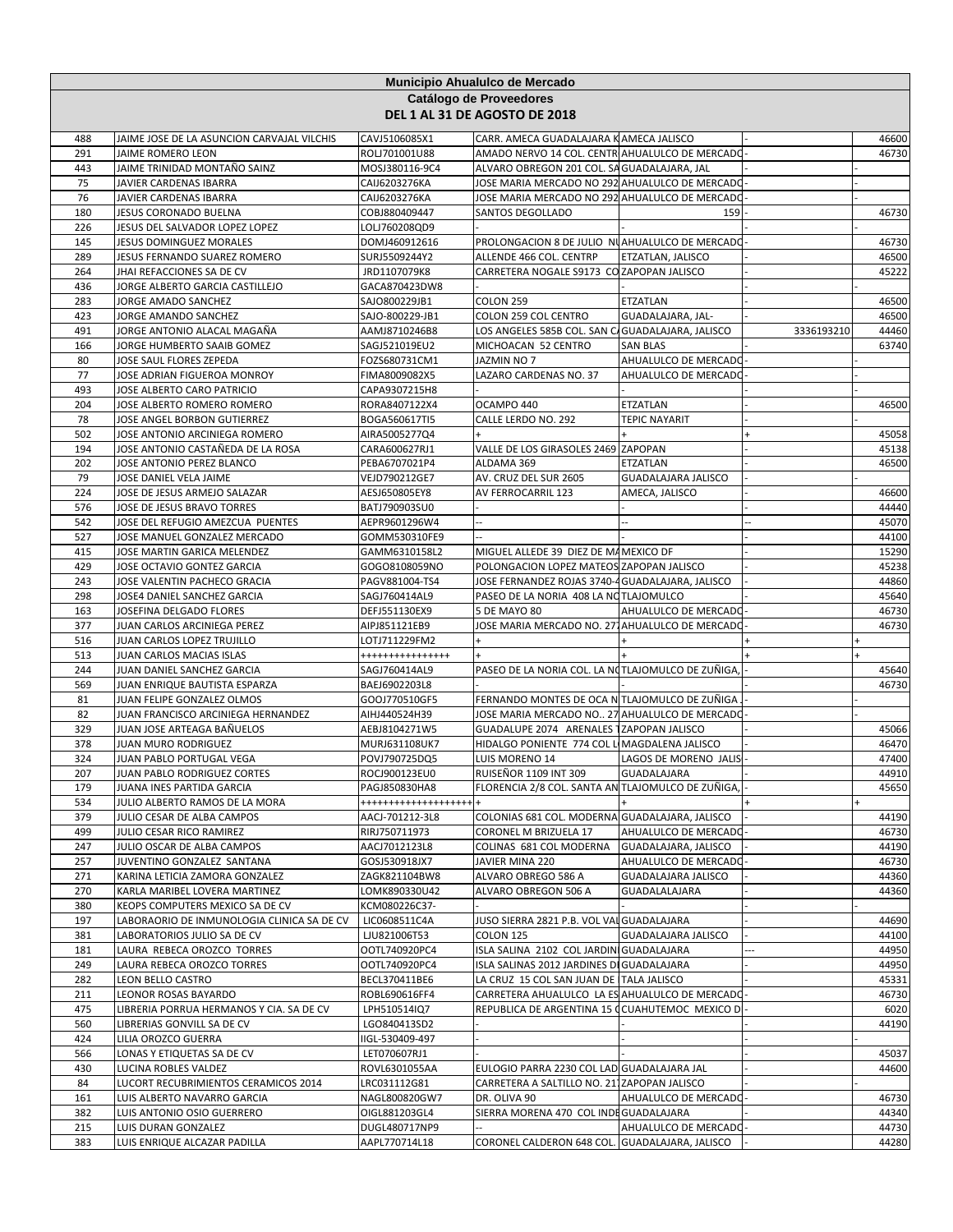**Municipio Ahualulco de Mercado**

**Catálogo de Proveedores**

**DEL 1 AL 31 DE AGOSTO DE 2018**

| | | | | | | |
|---|---|---|---|---|---|---|
| 488 | JAIME JOSE DE LA ASUNCION CARVAJAL VILCHIS | CAVJ5106085X1 | CARR. AMECA GUADALAJARA K | AMECA JALISCO | - | 46600 |
| 291 | JAIME ROMERO LEON | ROLJ701001U88 | AMADO NERVO 14 COL. CENTR | AHUALULCO DE MERCADO | - | 46730 |
| 443 | JAIME TRINIDAD MONTAÑO SAINZ | MOSJ380116-9C4 | ALVARO OBREGON 201 COL. SA | GUADALAJARA, JAL | - | - |
| 75 | JAVIER CARDENAS IBARRA | CAIJ6203276KA | JOSE MARIA MERCADO NO 292 | AHUALULCO DE MERCADO | - | - |
| 76 | JAVIER CARDENAS IBARRA | CAIJ6203276KA | JOSE MARIA MERCADO NO 292 | AHUALULCO DE MERCADO | - | - |
| 180 | JESUS CORONADO BUELNA | COBJ880409447 | SANTOS DEGOLLADO | 159 | - | 46730 |
| 226 | JESUS DEL SALVADOR LOPEZ LOPEZ | LOLJ760208QD9 | - | - | - | - |
| 145 | JESUS DOMINGUEZ MORALES | DOMJ460912616 | PROLONGACION 8 DE JULIO NU | AHUALULCO DE MERCADO | - | 46730 |
| 289 | JESUS FERNANDO SUAREZ ROMERO | SURJ5509244Y2 | ALLENDE 466 COL. CENTRP | ETZATLAN, JALISCO | - | 46500 |
| 264 | JHAI REFACCIONES SA DE CV | JRD1107079K8 | CARRETERA NOGALE S9173 CO | ZAPOPAN JALISCO | - | 45222 |
| 436 | JORGE ALBERTO GARCIA CASTILLEJO | GACA870423DW8 | - | - | - | - |
| 283 | JORGE AMADO SANCHEZ | SAJO800229JB1 | COLON 259 | ETZATLAN | - | 46500 |
| 423 | JORGE AMANDO SANCHEZ | SAJO-800229-JB1 | COLON 259 COL CENTRO | GUADALAJARA, JAL- | - | 46500 |
| 491 | JORGE ANTONIO ALACAL MAGAÑA | AAMJ8710246B8 | LOS ANGELES 585B COL. SAN C | GUADALAJARA, JALISCO | 3336193210 | 44460 |
| 166 | JORGE HUMBERTO SAAIB GOMEZ | SAGJ521019EU2 | MICHOACAN 52 CENTRO | SAN BLAS | - | 63740 |
| 80 | JOSE SAUL FLORES ZEPEDA | FOZS680731CM1 | JAZMIN NO 7 | AHUALULCO DE MERCADO | - | - |
| 77 | JOSE ADRIAN FIGUEROA MONROY | FIMA8009082X5 | LAZARO CARDENAS NO. 37 | AHUALULCO DE MERCADO | - | - |
| 493 | JOSE ALBERTO CARO PATRICIO | CAPA9307215H8 | - | - | - | - |
| 204 | JOSE ALBERTO ROMERO ROMERO | RORA8407122X4 | OCAMPO 440 | ETZATLAN | - | 46500 |
| 78 | JOSE ANGEL BORBON GUTIERREZ | BOGA560617TI5 | CALLE LERDO NO. 292 | TEPIC NAYARIT | - | - |
| 502 | JOSE ANTONIO ARCINIEGA ROMERO | AIRA5005277Q4 | + | + | + | 45058 |
| 194 | JOSE ANTONIO CASTAÑEDA DE LA ROSA | CARA600627RJ1 | VALLE DE LOS GIRASOLES 2469 | ZAPOPAN | - | 45138 |
| 202 | JOSE ANTONIO PEREZ BLANCO | PEBA6707021P4 | ALDAMA 369 | ETZATLAN | - | 46500 |
| 79 | JOSE DANIEL VELA JAIME | VEJD790212GE7 | AV. CRUZ DEL SUR 2605 | GUADALAJARA JALISCO | - | - |
| 224 | JOSE DE JESUS ARMEJO SALAZAR | AESJ650805EY8 | AV FERROCARRIL 123 | AMECA, JALISCO | - | 46600 |
| 576 | JOSE DE JESUS BRAVO TORRES | BATJ790903SU0 | - | - | - | 44440 |
| 542 | JOSE DEL REFUGIO AMEZCUA PUENTES | AEPR9601296W4 | -- | -- | -- | 45070 |
| 527 | JOSE MANUEL GONZALEZ MERCADO | GOMM530310FE9 | -- | - | - | 44100 |
| 415 | JOSE MARTIN GARICA MELENDEZ | GAMM6310158L2 | MIGUEL ALLEDE 39 DIEZ DE MA | MEXICO DF | - | 15290 |
| 429 | JOSE OCTAVIO GONTEZ GARCIA | GOGO8108059NO | POLONGACION LOPEZ MATEOS | ZAPOPAN JALISCO | - | 45238 |
| 243 | JOSE VALENTIN PACHECO GRACIA | PAGV881004-TS4 | JOSE FERNANDEZ ROJAS 3740-4 | GUADALAJARA, JALISCO | - | 44860 |
| 298 | JOSE4 DANIEL SANCHEZ GARCIA | SAGJ760414AL9 | PASEO DE LA NORIA 408 LA NO | TLAJOMULCO | - | 45640 |
| 163 | JOSEFINA DELGADO FLORES | DEFJ551130EX9 | 5 DE MAYO 80 | AHUALULCO DE MERCADO | - | 46730 |
| 377 | JUAN CARLOS ARCINIEGA PEREZ | AIPJ851121EB9 | JOSE MARIA MERCADO NO. 27 | AHUALULCO DE MERCADO | - | 46730 |
| 516 | JUAN CARLOS LOPEZ TRUJILLO | LOTJ711229FM2 | + | + | + | + |
| 513 | JUAN CARLOS MACIAS ISLAS | ++++++++++++++++ | + | + | + | + |
| 244 | JUAN DANIEL SANCHEZ GARCIA | SAGJ760414AL9 | PASEO DE LA NORIA COL. LA NO | TLAJOMULCO DE ZUÑIGA, | - | 45640 |
| 569 | JUAN ENRIQUE BAUTISTA ESPARZA | BAEJ6902203L8 | - | - | - | 46730 |
| 81 | JUAN FELIPE GONZALEZ OLMOS | GOOJ770510GF5 | FERNANDO MONTES DE OCA N | TLAJOMULCO DE ZUÑIGA . | - | - |
| 82 | JUAN FRANCISCO ARCINIEGA HERNANDEZ | AIHJ440524H39 | JOSE MARIA MERCADO NO.. 27 | AHUALULCO DE MERCADO | - | - |
| 329 | JUAN JOSE ARTEAGA BAÑUELOS | AEBJ8104271W5 | GUADALUPE 2074 ARENALES T | ZAPOPAN JALISCO | - | 45066 |
| 378 | JUAN MURO RODRIGUEZ | MURJ631108UK7 | HIDALGO PONIENTE 774 COL L | MAGDALENA JALISCO | - | 46470 |
| 324 | JUAN PABLO PORTUGAL VEGA | POVJ790725DQ5 | LUIS MORENO 14 | LAGOS DE MORENO JALIS | - | 47400 |
| 207 | JUAN PABLO RODRIGUEZ CORTES | ROCJ900123EU0 | RUISEÑOR 1109 INT 309 | GUADALAJARA | - | 44910 |
| 179 | JUANA INES PARTIDA GARCIA | PAGJ850830HA8 | FLORENCIA 2/8 COL. SANTA AN | TLAJOMULCO DE ZUÑIGA, | - | 45650 |
| 534 | JULIO ALBERTO RAMOS DE LA MORA | +++++++++++++++++++ | + | + | + | + |
| 379 | JULIO CESAR DE ALBA CAMPOS | AACJ-701212-3L8 | COLONIAS 681 COL. MODERNA | GUADALAJARA, JALISCO | - | 44190 |
| 499 | JULIO CESAR RICO RAMIREZ | RIRJ750711973 | CORONEL M BRIZUELA 17 | AHUALULCO DE MERCADO | - | 46730 |
| 247 | JULIO OSCAR DE ALBA CAMPOS | AACJ7012123L8 | COLINAS 681 COL MODERNA | GUADALAJARA, JALISCO | - | 44190 |
| 257 | JUVENTINO GONZALEZ SANTANA | GOSJ530918JX7 | JAVIER MINA 220 | AHUALULCO DE MERCADO | - | 46730 |
| 271 | KARINA LETICIA ZAMORA GONZALEZ | ZAGK821104BW8 | ALVARO OBREGO 586 A | GUADALAJARA JALISCO | - | 44360 |
| 270 | KARLA MARIBEL LOVERA MARTINEZ | LOMK890330U42 | ALVARO OBREGON 506 A | GUADALAJALARA | - | 44360 |
| 380 | KEOPS COMPUTERS MEXICO SA DE CV | KCM080226C37- | - | - | - | - |
| 197 | LABORAORIO DE INMUNOLOGIA CLINICA SA DE CV | LIC0608511C4A | JUSO SIERRA 2821 P.B. VOL VAL | GUADALAJARA | - | 44690 |
| 381 | LABORATORIOS JULIO SA DE CV | LJU821006T53 | COLON 125 | GUADALAJARA JALISCO | - | 44100 |
| 181 | LAURA REBECA OROZCO TORRES | OOTL740920PC4 | ISLA SALINA 2102 COL JARDIN | GUADALAJARA | --- | 44950 |
| 249 | LAURA REBECA OROZCO TORRES | OOTL740920PC4 | ISLA SALINAS 2012 JARDINES D | GUADALAJARA | - | 44950 |
| 282 | LEON BELLO CASTRO | BECL370411BE6 | LA CRUZ 15 COL SAN JUAN DE | TALA JALISCO | - | 45331 |
| 211 | LEONOR ROSAS BAYARDO | ROBL690616FF4 | CARRETERA AHUALULCO LA ES | AHUALULCO DE MERCADO | - | 46730 |
| 475 | LIBRERIA PORRUA HERMANOS Y CIA. SA DE CV | LPH510514IQ7 | REPUBLICA DE ARGENTINA 15 C | CUAHUTEMOC MEXICO D | - | 6020 |
| 560 | LIBRERIAS GONVILL SA DE CV | LGO840413SD2 | - | - | - | 44190 |
| 424 | LILIA OROZCO GUERRA | IIGL-530409-497 | - | - | - | - |
| 566 | LONAS Y ETIQUETAS SA DE CV | LET070607RJ1 | - | - | - | 45037 |
| 430 | LUCINA ROBLES VALDEZ | ROVL6301055AA | EULOGIO PARRA 2230 COL LAD | GUADALAJARA JAL | - | 44600 |
| 84 | LUCORT RECUBRIMIENTOS CERAMICOS 2014 | LRC031112G81 | CARRETERA A SALTILLO NO. 21 | ZAPOPAN JALISCO | - | - |
| 161 | LUIS ALBERTO NAVARRO GARCIA | NAGL800820GW7 | DR. OLIVA 90 | AHUALULCO DE MERCADO | - | 46730 |
| 382 | LUIS ANTONIO OSIO GUERRERO | OIGL881203GL4 | SIERRA MORENA 470 COL INDE | GUADALAJARA | - | 44340 |
| 215 | LUIS DURAN GONZALEZ | DUGL480717NP9 | -- | AHUALULCO DE MERCADO | - | 44730 |
| 383 | LUIS ENRIQUE ALCAZAR PADILLA | AAPL770714L18 | CORONEL CALDERON 648 COL. | GUADALAJARA, JALISCO | - | 44280 |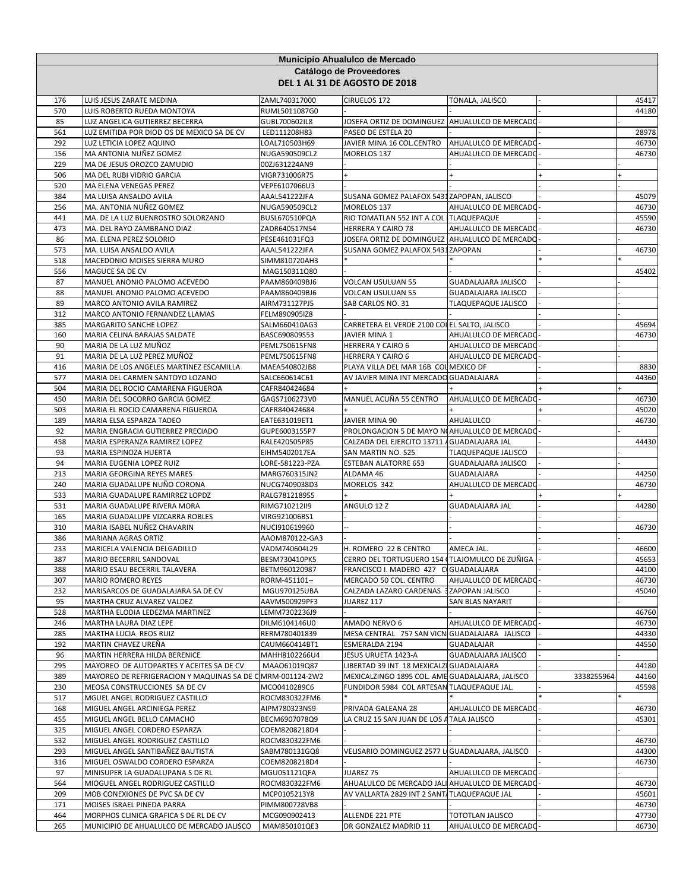# Municipio Ahualulco de Mercado

## Catálogo de Proveedores

### DEL 1 AL 31 DE AGOSTO DE 2018

| | | | | | | |
|---|---|---|---|---|---|---|
| 176 | LUIS JESUS ZARATE MEDINA | ZAML740317000 | CIRUELOS 172 | TONALA, JALISCO | - | 45417 |
| 570 | LUIS ROBERTO RUEDA MONTOYA | RUML5011087G0 | - | - | - | 44180 |
| 85 | LUZ ANGELICA GUTIERREZ BECERRA | GUBL700602IL8 | JOSEFA ORTIZ DE DOMINGUEZ | AHUALULCO DE MERCADO | - | - |
| 561 | LUZ EMITIDA POR DIOD OS DE MEXICO SA DE CV | LED111208H83 | PASEO DE ESTELA 20 | - | - | 28978 |
| 292 | LUZ LETICIA LOPEZ AQUINO | LOAL710503H69 | JAVIER MINA 16 COL.CENTRO | AHUALULCO DE MERCADO | - | 46730 |
| 156 | MA ANTONIA NUÑEZ GOMEZ | NUGA590509CL2 | MORELOS 137 | AHUALULCO DE MERCADO | - | 46730 |
| 229 | MA DE JESUS OROZCO ZAMUDIO | 00ZJ631224AN9 | - | - | - | - |
| 506 | MA DEL RUBI VIDRIO GARCIA | VIGR731006R75 | + | + | + | + |
| 520 | MA ELENA VENEGAS PEREZ | VEPE6107066U3 | - | - | - | - |
| 384 | MA LUISA ANSALDO AVILA | AAAL541222JFA | SUSANA GOMEZ PALAFOX 5431 | ZAPOPAN, JALISCO | - | 45079 |
| 256 | MA. ANTONIA NUÑEZ GOMEZ | NUGA590509CL2 | MORELOS 137 | AHUALULCO DE MERCADO | - | 46730 |
| 441 | MA. DE LA LUZ BUENROSTRO SOLORZANO | BUSL670510PQA | RIO TOMATLAN 552 INT A COL | TLAQUEPAQUE | - | 45590 |
| 473 | MA. DEL RAYO ZAMBRANO DIAZ | ZADR640517N54 | HERRERA Y CAIRO 78 | AHUALULCO DE MERCADO | - | 46730 |
| 86 | MA. ELENA PEREZ SOLORIO | PESE461031FQ3 | JOSEFA ORTIZ DE DOMINGUEZ | AHUALULCO DE MERCADO | - | - |
| 573 | MA. LUISA ANSALDO AVILA | AAAL541222JFA | SUSANA GOMEZ PALAFOX 5431 | ZAPOPAN | - | 46730 |
| 518 | MACEDONIO MOISES SIERRA MURO | SIMM810720AH3 | * | * | * | * |
| 556 | MAGUCE SA DE CV | MAG150311Q80 | - | - | - | 45402 |
| 87 | MANUEL ANONIO PALOMO ACEVEDO | PAAM860409BJ6 | VOLCAN USULUAN 55 | GUADALAJARA JALISCO | - | - |
| 88 | MANUEL ANONIO PALOMO ACEVEDO | PAAM860409BJ6 | VOLCAN USULUAN 55 | GUADALAJARA JALISCO | - | - |
| 89 | MARCO ANTONIO AVILA RAMIREZ | AIRM731127PJ5 | SAB CARLOS NO. 31 | TLAQUEPAQUE JALISCO | - | - |
| 312 | MARCO ANTONIO FERNANDEZ LLAMAS | FELM890905IZ8 | - | - | - | - |
| 385 | MARGARITO SANCHE LOPEZ | SALM660410AG3 | CARRETERA EL VERDE 2100 COL | EL SALTO, JALISCO | - | 45694 |
| 160 | MARIA CELINA BARAJAS SALDATE | BASC690809S53 | JAVIER MINA 1 | AHUALULCO DE MERCADO | - | 46730 |
| 90 | MARIA DE LA LUZ MUÑOZ | PEML750615FN8 | HERRERA Y CAIRO 6 | AHUALULCO DE MERCADO | - | - |
| 91 | MARIA DE LA LUZ PEREZ MUÑOZ | PEML750615FN8 | HERRERA Y CAIRO 6 | AHUALULCO DE MERCADO | - | - |
| 416 | MARIA DE LOS ANGELES MARTINEZ ESCAMILLA | MAEA540802JB8 | PLAYA VILLA DEL MAR 16B COL | MEXICO DF | - | 8830 |
| 577 | MARIA DEL CARMEN SANTOYO LOZANO | SALC660614C61 | AV JAVIER MINA INT MERCADO | GUADALAJARA | - | 44360 |
| 504 | MARIA DEL ROCIO CAMARENA FIGUEROA | CAFR840424684 | + | + | + | + |
| 450 | MARIA DEL SOCORRO GARCIA GOMEZ | GAGS7106273V0 | MANUEL ACUÑA 55 CENTRO | AHUALULCO DE MERCADO | - | 46730 |
| 503 | MARIA EL ROCIO CAMARENA FIGUEROA | CAFR840424684 | + | + | + | 45020 |
| 189 | MARIA ELSA ESPARZA TADEO | EATE631019ET1 | JAVIER MINA 90 | AHUALULCO | - | 46730 |
| 92 | MARIA ENGRACIA GUTIERREZ PRECIADO | GUPE6003155P7 | PROLONGACION 5 DE MAYO N | AHUALULCO DE MERCADO | - | - |
| 458 | MARIA ESPERANZA RAMIREZ LOPEZ | RALE420505P85 | CALZADA DEL EJERCITO 13711 | GUADALAJARA JAL | - | 44430 |
| 93 | MARIA ESPINOZA HUERTA | EIHM5402017EA | SAN MARTIN NO. 525 | TLAQUEPAQUE JALISCO | - | - |
| 94 | MARIA EUGENIA LOPEZ RUIZ | LORE-581223-PZA | ESTEBAN ALATORRE 653 | GUADALAJARA JALISCO | - | - |
| 213 | MARIA GEORGINA REYES MARES | MARG760315JN2 | ALDAMA 46 | GUADALAJARA | - | 44250 |
| 240 | MARIA GUADALUPE NUÑO CORONA | NUCG7409038D3 | MORELOS 342 | AHUALULCO DE MERCADO | - | 46730 |
| 533 | MARIA GUADALUPE RAMIRREZ LOPDZ | RALG781218955 | + | + | + | + |
| 531 | MARIA GUADALUPE RIVERA MORA | RIMG710212II9 | ANGULO 12 Z | GUADALAJARA JAL | - | 44280 |
| 165 | MARIA GUADALUPE VIZCARRA ROBLES | VIRG921006BS1 | - | - | - | - |
| 310 | MARIA ISABEL NUÑEZ CHAVARIN | NUCI910619960 | -- | - | - | 46730 |
| 386 | MARIANA AGRAS ORTIZ | AAOM870122-GA3 | - | - | - | - |
| 233 | MARICELA VALENCIA DELGADILLO | VADM740604L29 | H. ROMERO 22 B CENTRO | AMECA JAL. | - | 46600 |
| 387 | MARIO BECERRIL SANDOVAL | BESM730410PK5 | CERRO DEL TORTUGUERO 154 | TLAJOMULCO DE ZUÑIGA | - | 45653 |
| 388 | MARIO ESAU BECERRIL TALAVERA | BETM960120987 | FRANCISCO I. MADERO 427 C | GUADALAJARA | - | 44100 |
| 307 | MARIO ROMERO REYES | RORM-451101-- | MERCADO 50 COL. CENTRO | AHUALULCO DE MERCADO | - | 46730 |
| 232 | MARISARCOS DE GUADALAJARA SA DE CV | MGU970125UBA | CALZADA LAZARO CARDENAS 3 | ZAPOPAN JALISCO | - | 45040 |
| 95 | MARTHA CRUZ ALVAREZ VALDEZ | AAVM500929PF3 | JUAREZ 117 | SAN BLAS NAYARIT | - | - |
| 528 | MARTHA ELODIA LEDEZMA MARTINEZ | LEMM7302236J9 | - | - | - | 46760 |
| 246 | MARTHA LAURA DIAZ LEPE | DILM6104146U0 | AMADO NERVO 6 | AHUALULCO DE MERCADO | - | 46730 |
| 285 | MARTHA LUCIA REOS RUIZ | RERM780401839 | MESA CENTRAL 757 SAN VICN | GUADALAJARA JALISCO | - | 44330 |
| 192 | MARTIN CHAVEZ UREÑA | CAUM660414BT1 | ESMERALDA 2194 | GUADALAJAR | - | 44550 |
| 96 | MARTIN HERRERA HILDA BERENICE | MAHH8102266U4 | JESUS URUETA 1423-A | GUADALAJARA JALISCO | - | - |
| 295 | MAYOREO DE AUTOPARTES Y ACEITES SA DE CV | MAAO61019Q87 | LIBERTAD 39 INT 18 MEXICALZI | GUADALAJARA | - | 44180 |
| 389 | MAYOREO DE REFRIGERACION Y MAQUINAS SA DE C | MRM-001124-2W2 | MEXICALZINGO 1895 COL. AME | GUADALAJARA, JALISCO | 3338255964 | 44160 |
| 230 | MEOSA CONSTRUCCIONES SA DE CV | MCO0410289C6 | FUNDIDOR 5984 COL ARTESAN | TLAQUEPAQUE JAL. | - | 45598 |
| 517 | MGUEL ANGEL RODRIGUEZ CASTILLO | ROCM830322FM6 | * | * | * | * |
| 168 | MIGUEL ANGEL ARCINIEGA PEREZ | AIPM780323NS9 | PRIVADA GALEANA 28 | AHUALULCO DE MERCADO | - | 46730 |
| 455 | MIGUEL ANGEL BELLO CAMACHO | BECM6907078Q9 | LA CRUZ 15 SAN JUAN DE LOS A | TALA JALISCO | - | 45301 |
| 325 | MIGUEL ANGEL CORDERO ESPARZA | COEM8208218D4 | - | - | - | - |
| 532 | MIGUEL ANGEL RODRIGUEZ CASTILLO | ROCM830322FM6 | - | - | - | 46730 |
| 293 | MIGUEL ANGEL SANTIBAÑEZ BAUTISTA | SABM780131GQ8 | VELISARIO DOMINGUEZ 2577 L | GUADALAJARA, JALISCO | - | 44300 |
| 316 | MIGUEL OSWALDO CORDERO ESPARZA | COEM8208218D4 | - | - | - | 46730 |
| 97 | MINISUPER LA GUADALUPANA S DE RL | MGU051121QFA | JUAREZ 75 | AHUALULCO DE MERCADO | - | - |
| 564 | MIOGUEL ANGEL RODRIGUEZ CASTILLO | ROCM830322FM6 | AHUALULCO DE MERCADO JALI | AHUALULCO DE MERCADO | - | 46730 |
| 209 | MOB CONEXIONES DE PVC SA DE CV | MCP0105213Y8 | AV VALLARTA 2829 INT 2 SANTA | TLAQUEPAQUE JAL | - | 45601 |
| 171 | MOISES ISRAEL PINEDA PARRA | PIMM800728VB8 | - | - | - | 46730 |
| 464 | MORPHOS CLINICA GRAFICA S DE RL DE CV | MCG090902413 | ALLENDE 221 PTE | TOTOTLAN JALISCO | - | 47730 |
| 265 | MUNICIPIO DE AHUALULCO DE MERCADO JALISCO | MAM850101QE3 | DR GONZALEZ MADRID 11 | AHUALULCO DE MERCADO | - | 46730 |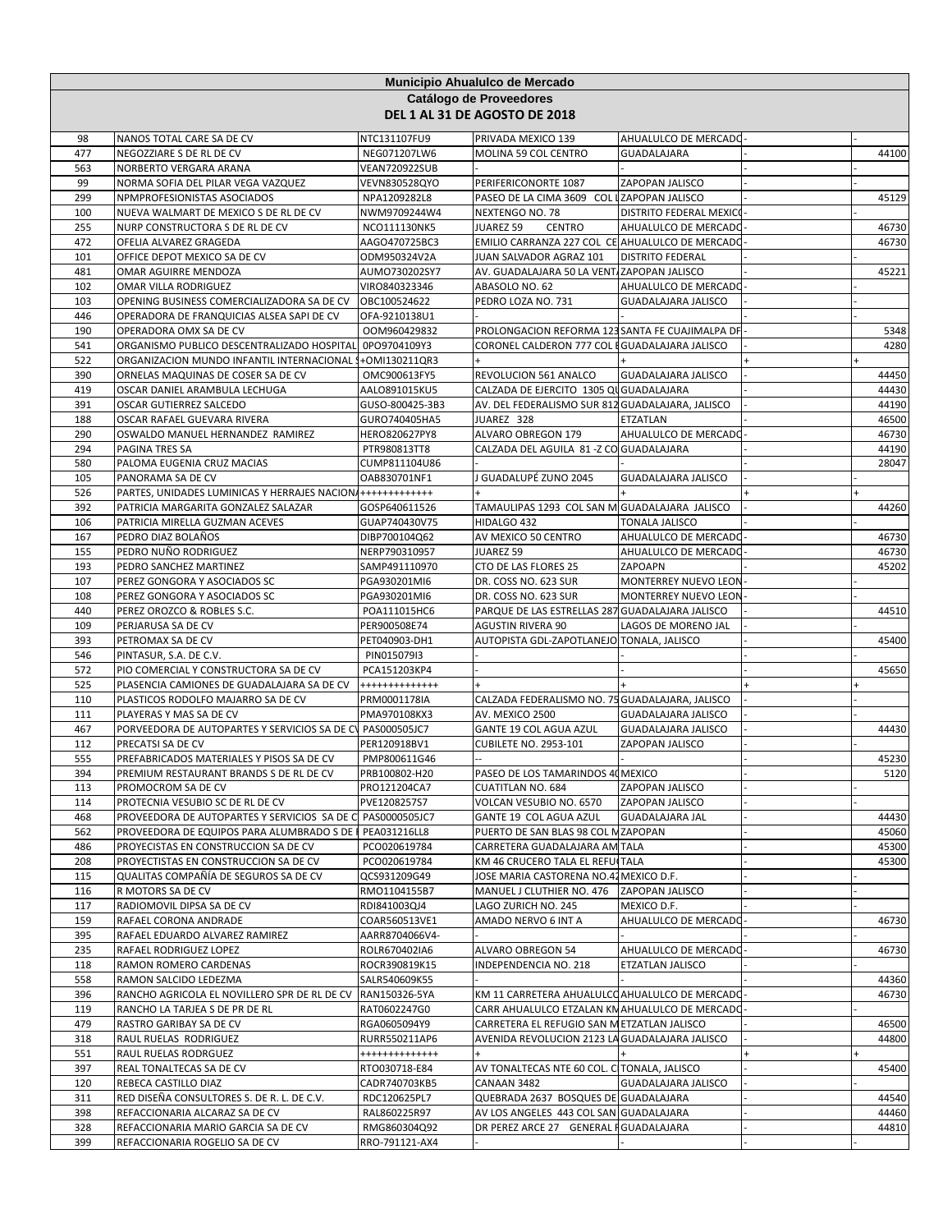| Municipio Ahualulco de Mercado | | | | | | | |
|---|---|---|---|---|---|---|---|
| Catálogo de Proveedores | | | | | | | |
| DEL 1 AL 31 DE AGOSTO DE 2018 | | | | | | | |
| 98 | NANOS TOTAL CARE SA DE CV | NTC131107FU9 | PRIVADA MEXICO 139 | AHUALULCO DE MERCADO | - | | - |
| 477 | NEGOZZIARE S DE RL DE CV | NEG071207LW6 | MOLINA 59 COL CENTRO | GUADALAJARA | - | | 44100 |
| 563 | NORBERTO VERGARA ARANA | VEAN720922SUB | - | - | - | | - |
| 99 | NORMA SOFIA DEL PILAR VEGA VAZQUEZ | VEVN830528QYO | PERIFERICONORTE 1087 | ZAPOPAN JALISCO | - | | - |
| 299 | NPMPROFESIONISTAS ASOCIADOS | NPA1209282L8 | PASEO DE LA CIMA 3609 COL L | ZAPOPAN JALISCO | - | | 45129 |
| 100 | NUEVA WALMART DE MEXICO S DE RL DE CV | NWM9709244W4 | NEXTENGO NO. 78 | DISTRITO FEDERAL MEXICO | - | | - |
| 255 | NURP CONSTRUCTORA S DE RL DE CV | NCO111130NK5 | JUAREZ 59 CENTRO | AHUALULCO DE MERCADO | - | | 46730 |
| 472 | OFELIA ALVAREZ GRAGEDA | AAGO470725BC3 | EMILIO CARRANZA 227 COL CE | AHUALULCO DE MERCADO | - | | 46730 |
| 101 | OFFICE DEPOT MEXICO SA DE CV | ODM950324V2A | JUAN SALVADOR AGRAZ 101 | DISTRITO FEDERAL | - | | - |
| 481 | OMAR AGUIRRE MENDOZA | AUMO730202SY7 | AV. GUADALAJARA 50 LA VENT | ZAPOPAN JALISCO | - | | 45221 |
| 102 | OMAR VILLA RODRIGUEZ | VIRO840323346 | ABASOLO NO. 62 | AHUALULCO DE MERCADO | - | | - |
| 103 | OPENING BUSINESS COMERCIALIZADORA SA DE CV | OBC100524622 | PEDRO LOZA NO. 731 | GUADALAJARA JALISCO | - | | - |
| 446 | OPERADORA DE FRANQUICIAS ALSEA SAPI DE CV | OFA-9210138U1 | - | - | - | | - |
| 190 | OPERADORA OMX SA DE CV | OOM960429832 | PROLONGACION REFORMA 123 | SANTA FE CUAJIMALPA DF | - | | 5348 |
| 541 | ORGANISMO PUBLICO DESCENTRALIZADO HOSPITAL | 0PO9704109Y3 | CORONEL CALDERON 777 COL E | GUADALAJARA JALISCO | - | | 4280 |
| 522 | ORGANIZACION MUNDO INFANTIL INTERNACIONAL S | +OMI130211QR3 | + | + | + | | + |
| 390 | ORNELAS MAQUINAS DE COSER SA DE CV | OMC900613FY5 | REVOLUCION 561 ANALCO | GUADALAJARA JALISCO | - | | 44450 |
| 419 | OSCAR DANIEL ARAMBULA LECHUGA | AALO891015KU5 | CALZADA DE EJERCITO 1305 QU | GUADALAJARA | - | | 44430 |
| 391 | OSCAR GUTIERREZ SALCEDO | GUSO-800425-3B3 | AV. DEL FEDERALISMO SUR 812 | GUADALAJARA, JALISCO | - | | 44190 |
| 188 | OSCAR RAFAEL GUEVARA RIVERA | GURO740405HA5 | JUAREZ 328 | ETZATLAN | - | | 46500 |
| 290 | OSWALDO MANUEL HERNANDEZ RAMIREZ | HERO820627PY8 | ALVARO OBREGON 179 | AHUALULCO DE MERCADO | - | | 46730 |
| 294 | PAGINA TRES SA | PTR980813TT8 | CALZADA DEL AGUILA 81 -Z CO | GUADALAJARA | - | | 44190 |
| 580 | PALOMA EUGENIA CRUZ MACIAS | CUMP811104U86 | - | - | - | | 28047 |
| 105 | PANORAMA SA DE CV | OAB830701NF1 | J GUADALUPÉ ZUNO 2045 | GUADALAJARA JALISCO | - | | - |
| 526 | PARTES, UNIDADES LUMINICAS Y HERRAJES NACION | +++++++++++++ | + | + | + | | + |
| 392 | PATRICIA MARGARITA GONZALEZ SALAZAR | GOSP640611526 | TAMAULIPAS 1293 COL SAN M | GUADALAJARA JALISCO | - | | 44260 |
| 106 | PATRICIA MIRELLA GUZMAN ACEVES | GUAP740430V75 | HIDALGO 432 | TONALA JALISCO | - | | - |
| 167 | PEDRO DIAZ BOLAÑOS | DIBP700104Q62 | AV MEXICO 50 CENTRO | AHUALULCO DE MERCADO | - | | 46730 |
| 155 | PEDRO NUÑO RODRIGUEZ | NERP790310957 | JUAREZ 59 | AHUALULCO DE MERCADO | - | | 46730 |
| 193 | PEDRO SANCHEZ MARTINEZ | SAMP491110970 | CTO DE LAS FLORES 25 | ZAPOAPN | - | | 45202 |
| 107 | PEREZ GONGORA Y ASOCIADOS SC | PGA930201MI6 | DR. COSS NO. 623 SUR | MONTERREY NUEVO LEON | - | | - |
| 108 | PEREZ GONGORA Y ASOCIADOS SC | PGA930201MI6 | DR. COSS NO. 623 SUR | MONTERREY NUEVO LEON | - | | - |
| 440 | PEREZ OROZCO & ROBLES S.C. | POA111015HC6 | PARQUE DE LAS ESTRELLAS 287 | GUADALAJARA JALISCO | - | | 44510 |
| 109 | PERJARUSA SA DE CV | PER900508E74 | AGUSTIN RIVERA 90 | LAGOS DE MORENO JAL | - | | - |
| 393 | PETROMAX SA DE CV | PET040903-DH1 | AUTOPISTA GDL-ZAPOTLANEJO | TONALA, JALISCO | - | | 45400 |
| 546 | PINTASUR, S.A. DE C.V. | PIN015079I3 | - | - | - | | - |
| 572 | PIO COMERCIAL Y CONSTRUCTORA SA DE CV | PCA151203KP4 | - | - | - | | 45650 |
| 525 | PLASENCIA CAMIONES DE GUADALAJARA SA DE CV | ++++++++++++++ | + | + | + | | + |
| 110 | PLASTICOS RODOLFO MAJARRO SA DE CV | PRM0001178IA | CALZADA FEDERALISMO NO. 75 | GUADALAJARA, JALISCO | - | | - |
| 111 | PLAYERAS Y MAS SA DE CV | PMA970108KX3 | AV. MEXICO 2500 | GUADALAJARA JALISCO | - | | - |
| 467 | PORVEEDORA DE AUTOPARTES Y SERVICIOS SA DE CV | PAS000505JC7 | GANTE 19 COL AGUA AZUL | GUADALAJARA JALISCO | - | | 44430 |
| 112 | PRECATSI SA DE CV | PER120918BV1 | CUBILETE NO. 2953-101 | ZAPOPAN JALISCO | - | | - |
| 555 | PREFABRICADOS MATERIALES Y PISOS SA DE CV | PMP800611G46 | -- | - | - | | 45230 |
| 394 | PREMIUM RESTAURANT BRANDS S DE RL DE CV | PRB100802-H20 | PASEO DE LOS TAMARINDOS 40 | MEXICO | - | | 5120 |
| 113 | PROMOCROM SA DE CV | PRO121204CA7 | CUATITLAN NO. 684 | ZAPOPAN JALISCO | - | | - |
| 114 | PROTECNIA VESUBIO SC DE RL DE CV | PVE1208257S7 | VOLCAN VESUBIO NO. 6570 | ZAPOPAN JALISCO | - | | - |
| 468 | PROVEEDORA DE AUTOPARTES Y SERVICIOS SA DE C | PAS0000505JC7 | GANTE 19 COL AGUA AZUL | GUADALAJARA JAL | - | | 44430 |
| 562 | PROVEEDORA DE EQUIPOS PARA ALUMBRADO S DE | PEA031216LL8 | PUERTO DE SAN BLAS 98 COL M | ZAPOPAN | - | | 45060 |
| 486 | PROYECISTAS EN CONSTRUCCION SA DE CV | PCO020619784 | CARRETERA GUADALAJARA AM | TALA | - | | 45300 |
| 208 | PROYECTISTAS EN CONSTRUCCION SA DE CV | PCO020619784 | KM 46 CRUCERO TALA EL REFU | TALA | - | | 45300 |
| 115 | QUALITAS COMPAÑÍA DE SEGUROS SA DE CV | QCS931209G49 | JOSE MARIA CASTORENA NO.42 | MEXICO D.F. | - | | - |
| 116 | R MOTORS SA DE CV | RMO1104155B7 | MANUEL J CLUTHIER NO. 476 | ZAPOPAN JALISCO | - | | - |
| 117 | RADIOMOVIL DIPSA SA DE CV | RDI841003QJ4 | LAGO ZURICH NO. 245 | MEXICO D.F. | - | | - |
| 159 | RAFAEL CORONA ANDRADE | COAR560513VE1 | AMADO NERVO 6 INT A | AHUALULCO DE MERCADO | - | | 46730 |
| 395 | RAFAEL EDUARDO ALVAREZ RAMIREZ | AARR8704066V4- | - | - | - | | - |
| 235 | RAFAEL RODRIGUEZ LOPEZ | ROLR670402IA6 | ALVARO OBREGON 54 | AHUALULCO DE MERCADO | - | | 46730 |
| 118 | RAMON ROMERO CARDENAS | ROCR390819K15 | INDEPENDENCIA NO. 218 | ETZATLAN JALISCO | - | | - |
| 558 | RAMON SALCIDO LEDEZMA | SALR540609K55 | - | - | - | | 44360 |
| 396 | RANCHO AGRICOLA EL NOVILLERO SPR DE RL DE CV | RAN150326-5YA | KM 11 CARRETERA AHUALULCO | AHUALULCO DE MERCADO | - | | 46730 |
| 119 | RANCHO LA TARJEA S DE PR DE RL | RAT0602247G0 | CARR AHUALULCO ETZALAN KM | AHUALULCO DE MERCADO | - | | - |
| 479 | RASTRO GARIBAY SA DE CV | RGA0605094Y9 | CARRETERA EL REFUGIO SAN M | ETZATLAN JALISCO | - | | 46500 |
| 318 | RAUL RUELAS RODRIGUEZ | RURR550211AP6 | AVENIDA REVOLUCION 2123 LA | GUADALAJARA JALISCO | - | | 44800 |
| 551 | RAUL RUELAS RODRGUEZ | ++++++++++++++ | + | + | + | | + |
| 397 | REAL TONALTECAS SA DE CV | RTO030718-E84 | AV TONALTECAS NTE 60 COL. C | TONALA, JALISCO | - | | 45400 |
| 120 | REBECA CASTILLO DIAZ | CADR740703KB5 | CANAAN 3482 | GUADALAJARA JALISCO | - | | - |
| 311 | RED DISEÑA CONSULTORES S. DE R. L. DE C.V. | RDC120625PL7 | QUEBRADA 2637 BOSQUES DE | GUADALAJARA | - | | 44540 |
| 398 | REFACCIONARIA ALCARAZ SA DE CV | RAL860225R97 | AV LOS ANGELES 443 COL SAN | GUADALAJARA | - | | 44460 |
| 328 | REFACCIONARIA MARIO GARCIA SA DE CV | RMG860304Q92 | DR PEREZ ARCE 27 GENERAL R | GUADALAJARA | - | | 44810 |
| 399 | REFACCIONARIA ROGELIO SA DE CV | RRO-791121-AX4 | - | - | - | | - |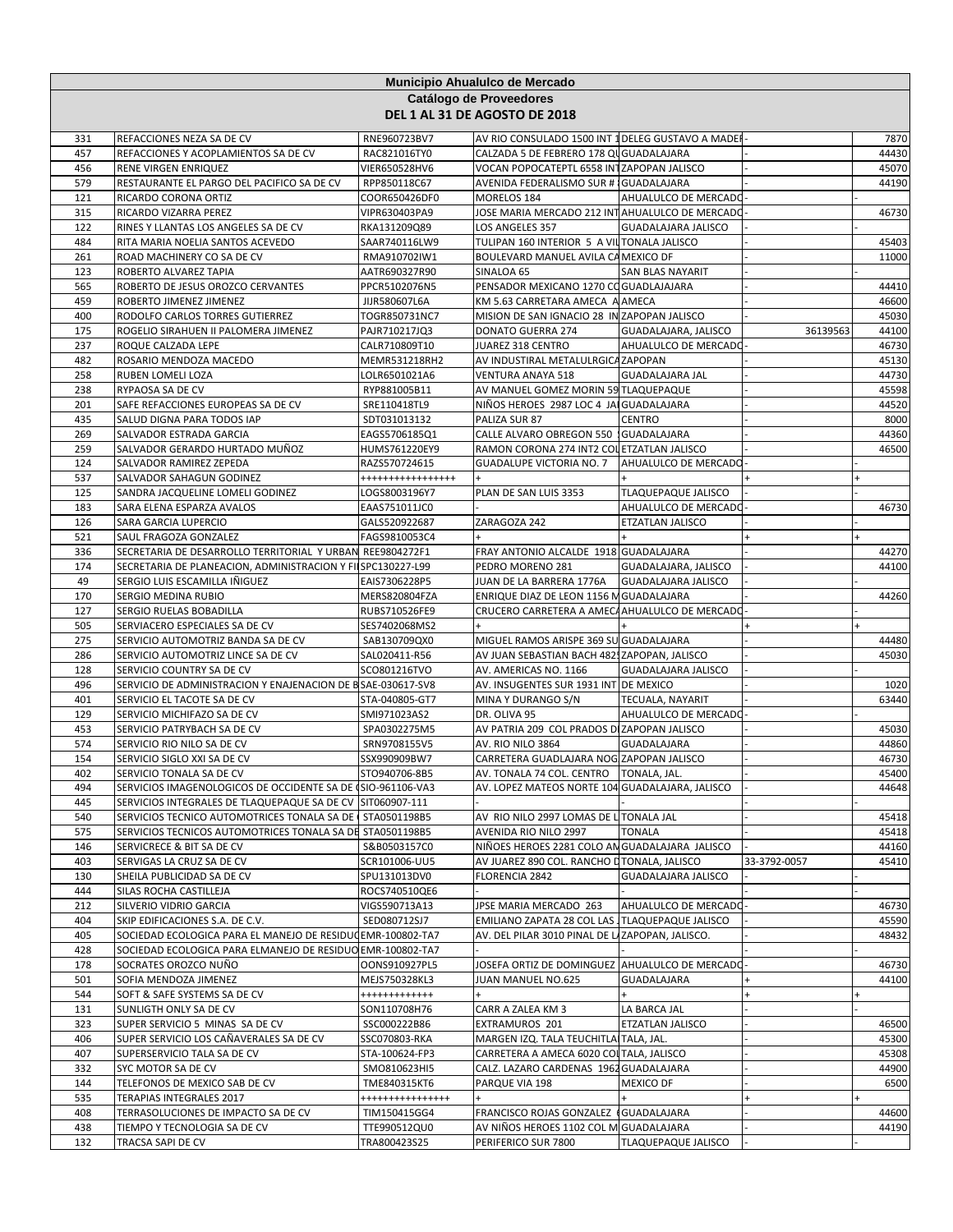# Municipio Ahualulco de Mercado

## Catálogo de Proveedores

### DEL 1 AL 31 DE AGOSTO DE 2018

| | | | | | | |
|---|---|---|---|---|---|---|
| 331 | REFACCIONES NEZA SA DE CV | RNE960723BV7 | AV RIO CONSULADO 1500 INT 1 | DELEG GUSTAVO A MADEI | - | 7870 |
| 457 | REFACCIONES Y ACOPLAMIENTOS SA DE CV | RAC821016TY0 | CALZADA 5 DE FEBRERO 178 QU | GUADALAJARA | - | 44430 |
| 456 | RENE VIRGEN ENRIQUEZ | VIER650528HV6 | VOCAN POPOCATEPTL 6558 INT | ZAPOPAN JALISCO | - | 45070 |
| 579 | RESTAURANTE EL PARGO DEL PACIFICO SA DE CV | RPP850118C67 | AVENIDA FEDERALISMO SUR # | GUADALAJARA | - | 44190 |
| 121 | RICARDO CORONA ORTIZ | COOR650426DF0 | MORELOS 184 | AHUALULCO DE MERCADO | - | - |
| 315 | RICARDO VIZARRA PEREZ | VIPR630403PA9 | JOSE MARIA MERCADO 212 INT | AHUALULCO DE MERCADO | - | 46730 |
| 122 | RINES Y LLANTAS LOS ANGELES SA DE CV | RKA131209Q89 | LOS ANGELES 357 | GUADALAJARA JALISCO | - | - |
| 484 | RITA MARIA NOELIA SANTOS ACEVEDO | SAAR740116LW9 | TULIPAN 160 INTERIOR 5 A VIL | TONALA JALISCO | - | 45403 |
| 261 | ROAD MACHINERY CO SA DE CV | RMA910702IW1 | BOULEVARD MANUEL AVILA CA | MEXICO DF | - | 11000 |
| 123 | ROBERTO ALVAREZ TAPIA | AATR690327R90 | SINALOA 65 | SAN BLAS NAYARIT | - | - |
| 565 | ROBERTO DE JESUS OROZCO CERVANTES | PPCR5102076N5 | PENSADOR MEXICANO 1270 CO | GUADLAJAJARA | - | 44410 |
| 459 | ROBERTO JIMENEZ JIMENEZ | JIJR580607L6A | KM 5.63 CARRETERA AMECA A | AMECA | - | 46600 |
| 400 | RODOLFO CARLOS TORRES GUTIERREZ | TOGR850731NC7 | MISION DE SAN IGNACIO 28 IN | ZAPOPAN JALISCO | - | 45030 |
| 175 | ROGELIO SIRAHUEN II PALOMERA JIMENEZ | PAJR710217JQ3 | DONATO GUERRA 274 | GUADALAJARA, JALISCO | 36139563 | 44100 |
| 237 | ROQUE CALZADA LEPE | CALR710809T10 | JUAREZ 318 CENTRO | AHUALULCO DE MERCADO | - | 46730 |
| 482 | ROSARIO MENDOZA MACEDO | MEMR531218RH2 | AV INDUSTIRAL METALULRGICA | ZAPOPAN | - | 45130 |
| 258 | RUBEN LOMELI LOZA | LOLR6501021A6 | VENTURA ANAYA 518 | GUADALAJARA JAL | - | 44730 |
| 238 | RYPAOSA SA DE CV | RYP881005B11 | AV MANUEL GOMEZ MORIN 59 | TLAQUEPAQUE | - | 45598 |
| 201 | SAFE REFACCIONES EUROPEAS SA DE CV | SRE110418TL9 | NIÑOS HEROES 2987 LOC 4 JA | GUADALAJARA | - | 44520 |
| 435 | SALUD DIGNA PARA TODOS IAP | SDT031013132 | PALIZA SUR 87 | CENTRO | - | 8000 |
| 269 | SALVADOR ESTRADA GARCIA | EAGS5706185Q1 | CALLE ALVARO OBREGON 550 | GUADALAJARA | - | 44360 |
| 259 | SALVADOR GERARDO HURTADO MUÑOZ | HUMS761220EY9 | RAMON CORONA 274 INT2 COL | ETZATLAN JALISCO | - | 46500 |
| 124 | SALVADOR RAMIREZ ZEPEDA | RAZS570724615 | GUADALUPE VICTORIA NO. 7 | AHUALULCO DE MERCADO | - | - |
| 537 | SALVADOR SAHAGUN GODINEZ | ++++++++++++++++ | + | + | + | + |
| 125 | SANDRA JACQUELINE LOMELI GODINEZ | LOGS8003196Y7 | PLAN DE SAN LUIS 3353 | TLAQUEPAQUE JALISCO | - | - |
| 183 | SARA ELENA ESPARZA AVALOS | EAAS751011JC0 | - | AHUALULCO DE MERCADO | - | 46730 |
| 126 | SARA GARCIA LUPERCIO | GALS520922687 | ZARAGOZA 242 | ETZATLAN JALISCO | - | - |
| 521 | SAUL FRAGOZA GONZALEZ | FAGS9810053C4 | + | + | + | + |
| 336 | SECRETARIA DE DESARROLLO TERRITORIAL Y URBAN | REE9804272F1 | FRAY ANTONIO ALCALDE 1918 | GUADALAJARA | - | 44270 |
| 174 | SECRETARIA DE PLANEACION, ADMINISTRACION Y FI | SPC130227-L99 | PEDRO MORENO 281 | GUADALAJARA, JALISCO | - | 44100 |
| 49 | SERGIO LUIS ESCAMILLA IÑIGUEZ | EAIS7306228P5 | JUAN DE LA BARRERA 1776A | GUADALAJARA JALISCO | - | - |
| 170 | SERGIO MEDINA RUBIO | MERS820804FZA | ENRIQUE DIAZ DE LEON 1156 M | GUADALAJARA | - | 44260 |
| 127 | SERGIO RUELAS BOBADILLA | RUBS710526FE9 | CRUCERO CARRETERA A AMECA | AHUALULCO DE MERCADO | - | - |
| 505 | SERVIACERO ESPECIALES SA DE CV | SES7402068MS2 | + | + | + | + |
| 275 | SERVICIO AUTOMOTRIZ BANDA SA DE CV | SAB130709QX0 | MIGUEL RAMOS ARISPE 369 SU | GUADALAJARA | - | 44480 |
| 286 | SERVICIO AUTOMOTRIZ LINCE SA DE CV | SAL020411-R56 | AV JUAN SEBASTIAN BACH 482 | ZAPOPAN, JALISCO | - | 45030 |
| 128 | SERVICIO COUNTRY SA DE CV | SCO801216TVO | AV. AMERICAS NO. 1166 | GUADALAJARA JALISCO | - | - |
| 496 | SERVICIO DE ADMINISTRACION Y ENAJENACION DE B | SAE-030617-SV8 | AV. INSUGENTES SUR 1931 INT | DE MEXICO | - | 1020 |
| 401 | SERVICIO EL TACOTE SA DE CV | STA-040805-GT7 | MINA Y DURANGO S/N | TECUALA, NAYARIT | - | 63440 |
| 129 | SERVICIO MICHIFAZO SA DE CV | SMI971023AS2 | DR. OLIVA 95 | AHUALULCO DE MERCADO | - | - |
| 453 | SERVICIO PATRYBACH SA DE CV | SPA0302275M5 | AV PATRIA 209 COL PRADOS DI | ZAPOPAN JALISCO | - | 45030 |
| 574 | SERVICIO RIO NILO SA DE CV | SRN9708155V5 | AV. RIO NILO 3864 | GUADALAJARA | - | 44860 |
| 154 | SERVICIO SIGLO XXI SA DE CV | SSX990909BW7 | CARRETERA GUADLAJARA NOG | ZAPOPAN JALISCO | - | 46730 |
| 402 | SERVICIO TONALA SA DE CV | STO940706-8B5 | AV. TONALA 74 COL. CENTRO | TONALA, JAL. | - | 45400 |
| 494 | SERVICIOS IMAGENOLOGICOS DE OCCIDENTE SA DE C | SIO-961106-VA3 | AV. LOPEZ MATEOS NORTE 104 | GUADALAJARA, JALISCO | - | 44648 |
| 445 | SERVICIOS INTEGRALES DE TLAQUEPAQUE SA DE CV | SIT060907-111 | - | - | - | - |
| 540 | SERVICIOS TECNICO AUTOMOTRICES TONALA SA DE | STA0501198B5 | AV RIO NILO 2997 LOMAS DE L | TONALA JAL | - | 45418 |
| 575 | SERVICIOS TECNICOS AUTOMOTRICES TONALA SA DE | STA0501198B5 | AVENIDA RIO NILO 2997 | TONALA | - | 45418 |
| 146 | SERVICRECE & BIT SA DE CV | S&B0503157C0 | NIÑOES HEROES 2281 COLO AN | GUADALAJARA JALISCO | - | 44160 |
| 403 | SERVIGAS LA CRUZ SA DE CV | SCR101006-UU5 | AV JUAREZ 890 COL. RANCHO D | TONALA, JALISCO | 33-3792-0057 | 45410 |
| 130 | SHEILA PUBLICIDAD SA DE CV | SPU131013DV0 | FLORENCIA 2842 | GUADALAJARA JALISCO | - | - |
| 444 | SILAS ROCHA CASTILLEJA | ROCS740510QE6 | - | - | - | - |
| 212 | SILVERIO VIDRIO GARCIA | VIGS590713A13 | JPSE MARIA MERCADO 263 | AHUALULCO DE MERCADO | - | 46730 |
| 404 | SKIP EDIFICACIONES S.A. DE C.V. | SED080712SJ7 | EMILIANO ZAPATA 28 COL LAS | TLAQUEPAQUE JALISCO | - | 45590 |
| 405 | SOCIEDAD ECOLOGICA PARA EL MANEJO DE RESIDUO | EMR-100802-TA7 | AV. DEL PILAR 3010 PINAL DE LA | ZAPOPAN, JALISCO. | - | 48432 |
| 428 | SOCIEDAD ECOLOGICA PARA ELMANEJO DE RESIDUO | EMR-100802-TA7 | - | - | - | - |
| 178 | SOCRATES OROZCO NUÑO | OONS910927PL5 | JOSEFA ORTIZ DE DOMINGUEZ | AHUALULCO DE MERCADO | - | 46730 |
| 501 | SOFIA MENDOZA JIMENEZ | MEJS750328KL3 | JUAN MANUEL NO.625 | GUADALAJARA | + | 44100 |
| 544 | SOFT & SAFE SYSTEMS SA DE CV | +++++++++++++ | + | + | + | + |
| 131 | SUNLIGTH ONLY SA DE CV | SON110708H76 | CARR A ZALEA KM 3 | LA BARCA JAL | - | - |
| 323 | SUPER SERVICIO 5 MINAS SA DE CV | SSC000222B86 | EXTRAMUROS 201 | ETZATLAN JALISCO | - | 46500 |
| 406 | SUPER SERVICIO LOS CAÑAVERALES SA DE CV | SSC070803-RKA | MARGEN IZQ. TALA TEUCHITLA | TALA, JAL. | - | 45300 |
| 407 | SUPERSERVICIO TALA SA DE CV | STA-100624-FP3 | CARRETERA A AMECA 6020 COL | TALA, JALISCO | - | 45308 |
| 332 | SYC MOTOR SA DE CV | SMO810623HI5 | CALZ. LAZARO CARDENAS 1962 | GUADALAJARA | - | 44900 |
| 144 | TELEFONOS DE MEXICO SAB DE CV | TME840315KT6 | PARQUE VIA 198 | MEXICO DF | - | 6500 |
| 535 | TERAPIAS INTEGRALES 2017 | +++++++++++++++ | + | + | + | + |
| 408 | TERRASOLUCIONES DE IMPACTO SA DE CV | TIM150415GG4 | FRANCISCO ROJAS GONZALEZ | GUADALAJARA | - | 44600 |
| 438 | TIEMPO Y TECNOLOGIA SA DE CV | TTE990512QU0 | AV NIÑOS HEROES 1102 COL M | GUADALAJARA | - | 44190 |
| 132 | TRACSA SAPI DE CV | TRA800423S25 | PERIFERICO SUR 7800 | TLAQUEPAQUE JALISCO | - | - |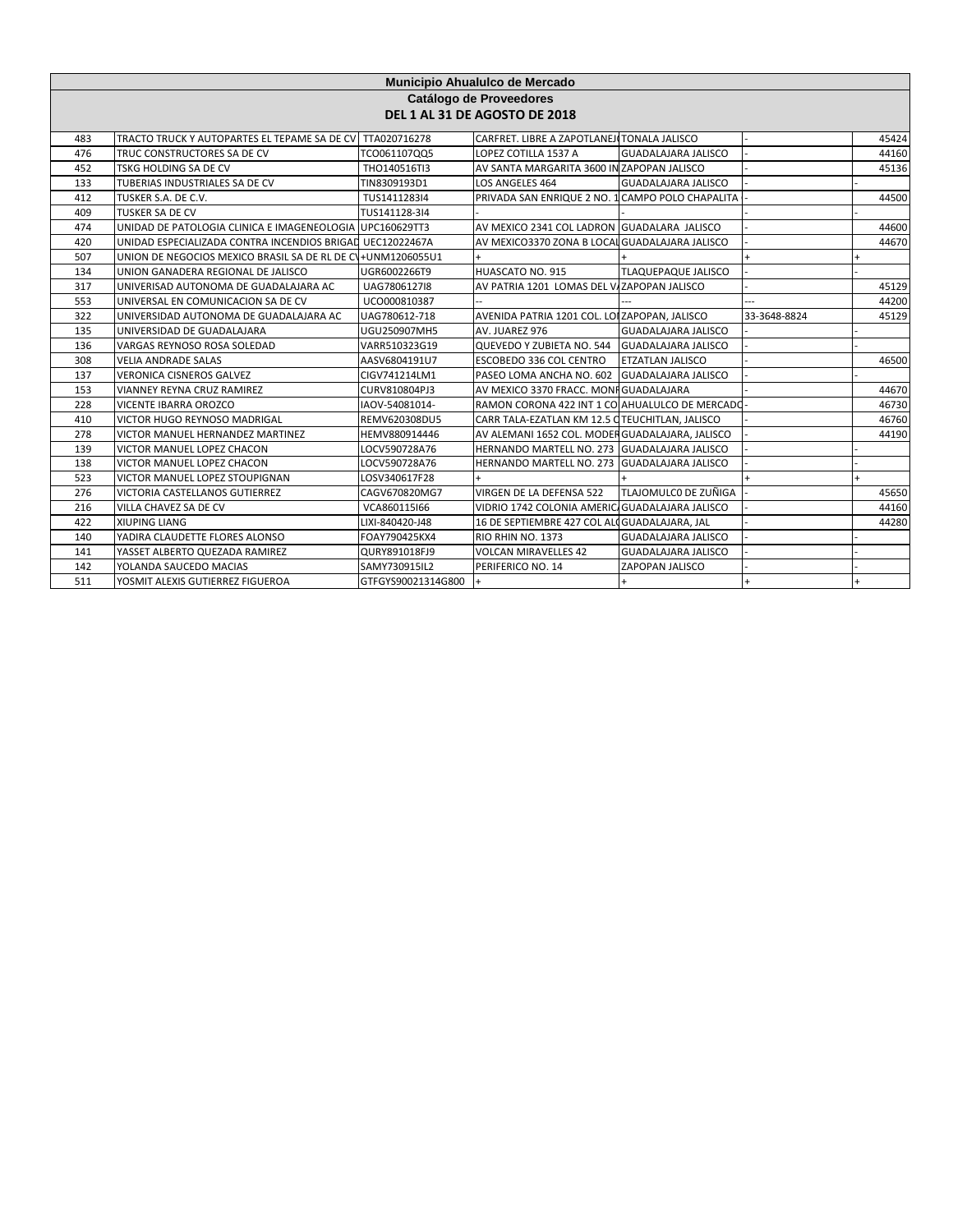**Municipio Ahualulco de Mercado**
**Catálogo de Proveedores**
**DEL 1 AL 31 DE AGOSTO DE 2018**

| | | | | | | |
|---|---|---|---|---|---|---|
| 483 | TRACTO TRUCK Y AUTOPARTES EL TEPAME SA DE CV | TTA020716278 | CARFRET. LIBRE A ZAPOTLANEJ | TONALA JALISCO | - | 45424 |
| 476 | TRUC CONSTRUCTORES SA DE CV | TCO061107QQ5 | LOPEZ COTILLA 1537 A | GUADALAJARA JALISCO | - | 44160 |
| 452 | TSKG HOLDING SA DE CV | THO140516TI3 | AV SANTA MARGARITA 3600 IN | ZAPOPAN JALISCO | - | 45136 |
| 133 | TUBERIAS INDUSTRIALES SA DE CV | TIN8309193D1 | LOS ANGELES 464 | GUADALAJARA JALISCO | - | - |
| 412 | TUSKER S.A. DE C.V. | TUS141128314 | PRIVADA SAN ENRIQUE 2 NO. 1 | CAMPO POLO CHAPALITA | - | 44500 |
| 409 | TUSKER SA DE CV | TUS141128-3I4 | - | - | - | - |
| 474 | UNIDAD DE PATOLOGIA CLINICA E IMAGENEOLOGIA | UPC160629TT3 | AV MEXICO 2341 COL LADRON | GUADALARA JALISCO | - | 44600 |
| 420 | UNIDAD ESPECIALIZADA CONTRA INCENDIOS BRIGAD | UEC12022467A | AV MEXICO3370 ZONA B LOCAL | GUADALAJARA JALISCO | - | 44670 |
| 507 | UNION DE NEGOCIOS MEXICO BRASIL SA DE RL DE CV | +UNM1206055U1 | + | + | + | + |
| 134 | UNION GANADERA REGIONAL DE JALISCO | UGR6002266T9 | HUASCATO NO. 915 | TLAQUEPAQUE JALISCO | - | - |
| 317 | UNIVERISAD AUTONOMA DE GUADALAJARA AC | UAG780612718 | AV PATRIA 1201 LOMAS DEL V | ZAPOPAN JALISCO | - | 45129 |
| 553 | UNIVERSAL EN COMUNICACION SA DE CV | UCO000810387 | -- | --- | --- | 44200 |
| 322 | UNIVERSIDAD AUTONOMA DE GUADALAJARA AC | UAG780612-718 | AVENIDA PATRIA 1201 COL. LO | ZAPOPAN, JALISCO | 33-3648-8824 | 45129 |
| 135 | UNIVERSIDAD DE GUADALAJARA | UGU250907MH5 | AV. JUAREZ 976 | GUADALAJARA JALISCO | - | - |
| 136 | VARGAS REYNOSO ROSA SOLEDAD | VARR510323G19 | QUEVEDO Y ZUBIETA NO. 544 | GUADALAJARA JALISCO | - | - |
| 308 | VELIA ANDRADE SALAS | AASV6804191U7 | ESCOBEDO 336 COL CENTRO | ETZATLAN JALISCO | - | 46500 |
| 137 | VERONICA CISNEROS GALVEZ | CIGV741214LM1 | PASEO LOMA ANCHA NO. 602 | GUADALAJARA JALISCO | - | - |
| 153 | VIANNEY REYNA CRUZ RAMIREZ | CURV810804PJ3 | AV MEXICO 3370 FRACC. MONT | GUADALAJARA | - | 44670 |
| 228 | VICENTE IBARRA OROZCO | IAOV-54081014- | RAMON CORONA 422 INT 1 CO | AHUALULCO DE MERCADO | - | 46730 |
| 410 | VICTOR HUGO REYNOSO MADRIGAL | REMV620308DU5 | CARR TALA-EZATLAN KM 12.5 C | TEUCHITLAN, JALISCO | - | 46760 |
| 278 | VICTOR MANUEL HERNANDEZ MARTINEZ | HEMV880914446 | AV ALEMANI 1652 COL. MODER | GUADALAJARA, JALISCO | - | 44190 |
| 139 | VICTOR MANUEL LOPEZ CHACON | LOCV590728A76 | HERNANDO MARTELL NO. 273 | GUADALAJARA JALISCO | - | - |
| 138 | VICTOR MANUEL LOPEZ CHACON | LOCV590728A76 | HERNANDO MARTELL NO. 273 | GUADALAJARA JALISCO | - | - |
| 523 | VICTOR MANUEL LOPEZ STOUPIGNAN | LOSV340617F28 | + | + | + | + |
| 276 | VICTORIA CASTELLANOS GUTIERREZ | CAGV670820MG7 | VIRGEN DE LA DEFENSA 522 | TLAJOMULC0 DE ZUÑIGA | - | 45650 |
| 216 | VILLA CHAVEZ SA DE CV | VCA860115I66 | VIDRIO 1742 COLONIA AMERIC | GUADALAJARA JALISCO | - | 44160 |
| 422 | XIUPING LIANG | LIXI-840420-J48 | 16 DE SEPTIEMBRE 427 COL AL | GUADALAJARA, JAL | - | 44280 |
| 140 | YADIRA CLAUDETTE FLORES ALONSO | FOAY790425KX4 | RIO RHIN NO. 1373 | GUADALAJARA JALISCO | - | - |
| 141 | YASSET ALBERTO QUEZADA RAMIREZ | QURY891018FJ9 | VOLCAN MIRAVELLES 42 | GUADALAJARA JALISCO | - | - |
| 142 | YOLANDA SAUCEDO MACIAS | SAMY730915IL2 | PERIFERICO NO. 14 | ZAPOPAN JALISCO | - | - |
| 511 | YOSMIT ALEXIS GUTIERREZ FIGUEROA | GTFGYS90021314G800 | + | + | + | + |